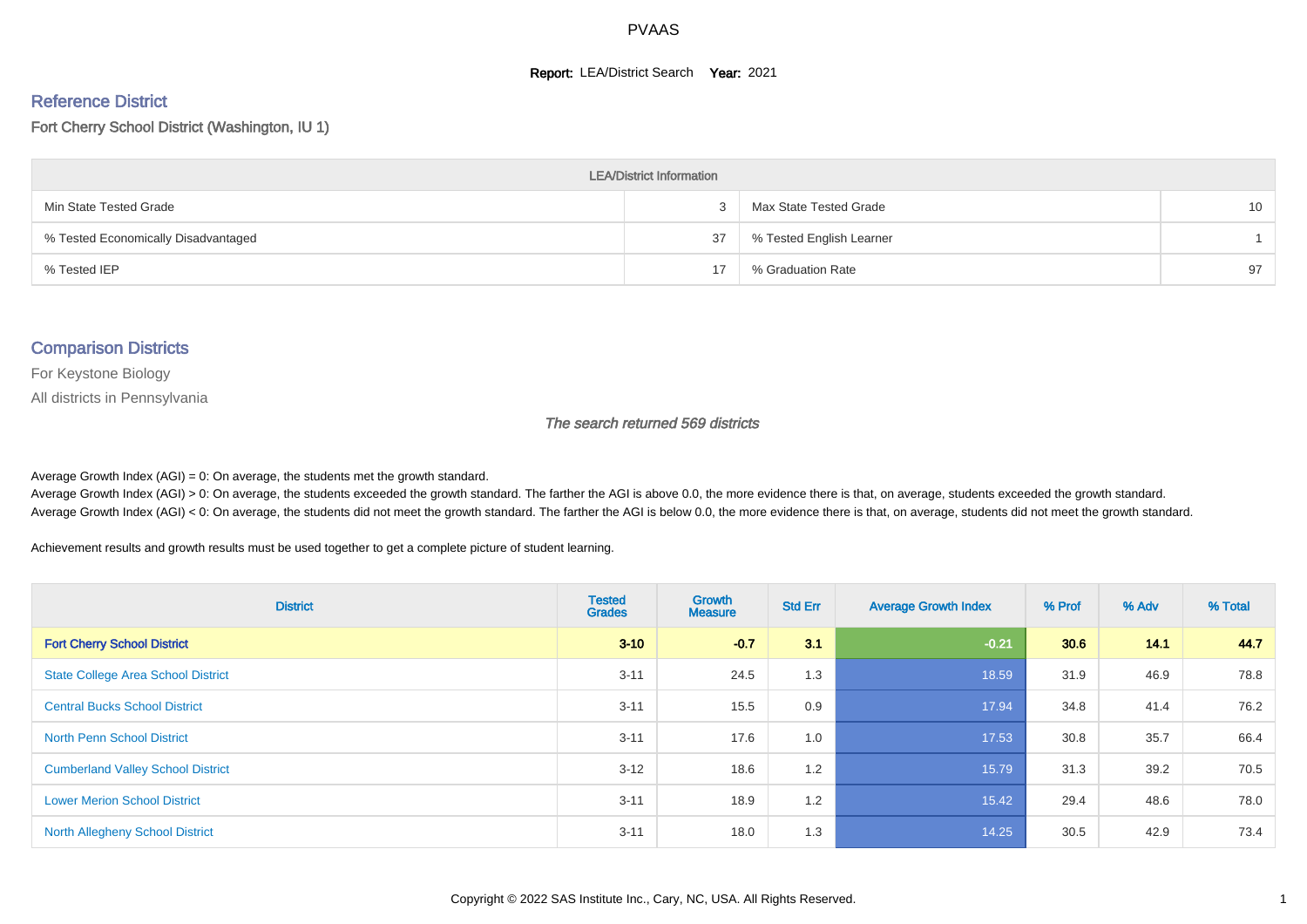# PVAAS

**Report:** LEA/District Search **Year:** 2021

## Reference District

Fort Cherry School District (Washington, IU 1)

| LEA/District Information | | | |
|---|---|---|---|
| Min State Tested Grade | 3 | Max State Tested Grade | 10 |
| % Tested Economically Disadvantaged | 37 | % Tested English Learner | 1 |
| % Tested IEP | 17 | % Graduation Rate | 97 |

## Comparison Districts

For Keystone Biology

All districts in Pennsylvania

*The search returned 569 districts*

Average Growth Index (AGI) = 0: On average, the students met the growth standard.
Average Growth Index (AGI) > 0: On average, the students exceeded the growth standard. The farther the AGI is above 0.0, the more evidence there is that, on average, students exceeded the growth standard.
Average Growth Index (AGI) < 0: On average, the students did not meet the growth standard. The farther the AGI is below 0.0, the more evidence there is that, on average, students did not meet the growth standard.

Achievement results and growth results must be used together to get a complete picture of student learning.

| District | Tested Grades | Growth Measure | Std Err | Average Growth Index | % Prof | % Adv | % Total |
|---|---|---|---|---|---|---|---|
| **Fort Cherry School District** | **3-10** | **-0.7** | **3.1** | **-0.21** | **30.6** | **14.1** | **44.7** |
| State College Area School District | 3-11 | 24.5 | 1.3 | 18.59 | 31.9 | 46.9 | 78.8 |
| Central Bucks School District | 3-11 | 15.5 | 0.9 | 17.94 | 34.8 | 41.4 | 76.2 |
| North Penn School District | 3-11 | 17.6 | 1.0 | 17.53 | 30.8 | 35.7 | 66.4 |
| Cumberland Valley School District | 3-12 | 18.6 | 1.2 | 15.79 | 31.3 | 39.2 | 70.5 |
| Lower Merion School District | 3-11 | 18.9 | 1.2 | 15.42 | 29.4 | 48.6 | 78.0 |
| North Allegheny School District | 3-11 | 18.0 | 1.3 | 14.25 | 30.5 | 42.9 | 73.4 |

Copyright © 2022 SAS Institute Inc., Cary, NC, USA. All Rights Reserved.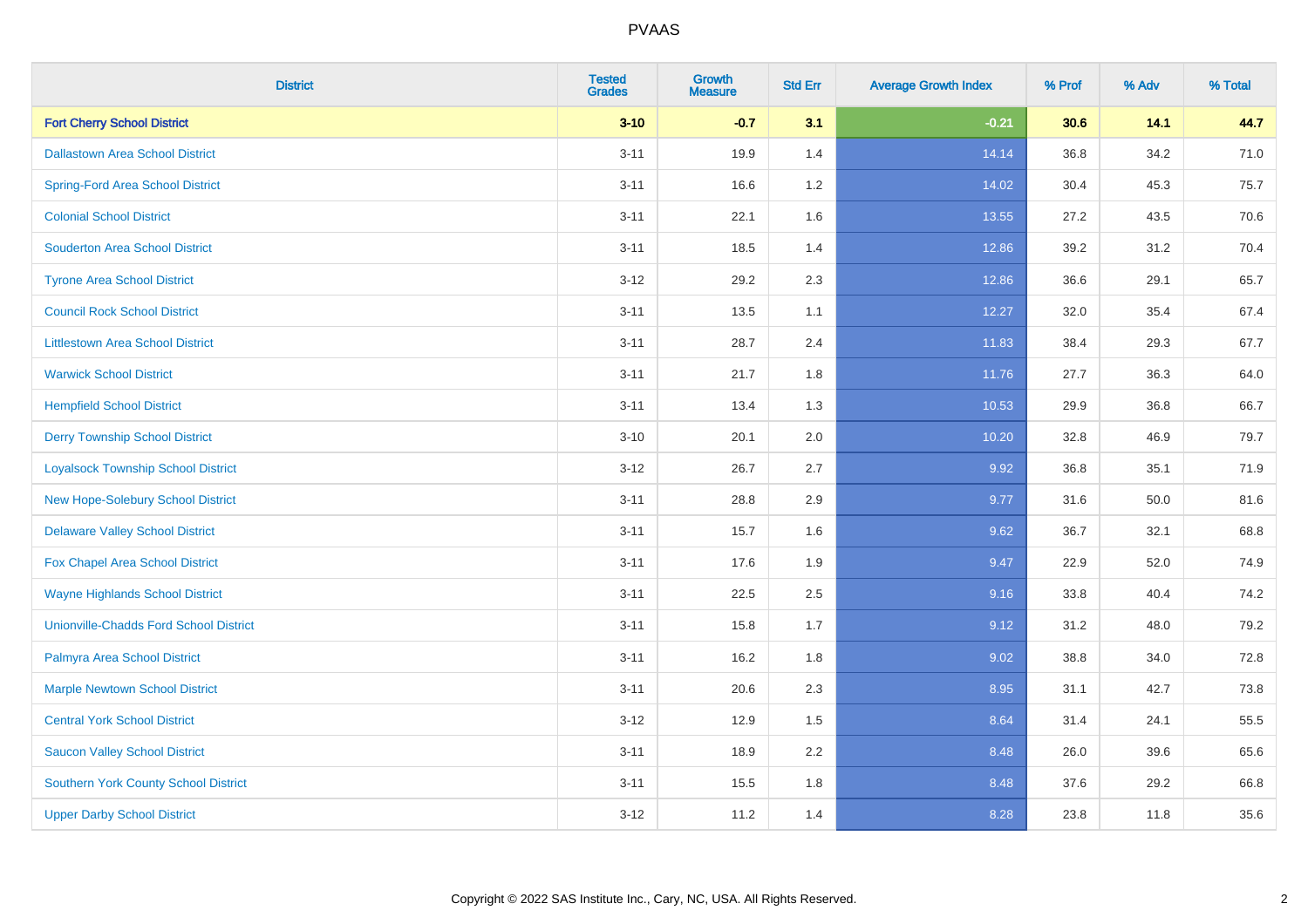| District | Tested Grades | Growth Measure | Std Err | Average Growth Index | % Prof | % Adv | % Total |
|---|---|---|---|---|---|---|---|
| **Fort Cherry School District** | **3-10** | **-0.7** | **3.1** | **-0.21** | **30.6** | **14.1** | **44.7** |
| Dallastown Area School District | 3-11 | 19.9 | 1.4 | 14.14 | 36.8 | 34.2 | 71.0 |
| Spring-Ford Area School District | 3-11 | 16.6 | 1.2 | 14.02 | 30.4 | 45.3 | 75.7 |
| Colonial School District | 3-11 | 22.1 | 1.6 | 13.55 | 27.2 | 43.5 | 70.6 |
| Souderton Area School District | 3-11 | 18.5 | 1.4 | 12.86 | 39.2 | 31.2 | 70.4 |
| Tyrone Area School District | 3-12 | 29.2 | 2.3 | 12.86 | 36.6 | 29.1 | 65.7 |
| Council Rock School District | 3-11 | 13.5 | 1.1 | 12.27 | 32.0 | 35.4 | 67.4 |
| Littlestown Area School District | 3-11 | 28.7 | 2.4 | 11.83 | 38.4 | 29.3 | 67.7 |
| Warwick School District | 3-11 | 21.7 | 1.8 | 11.76 | 27.7 | 36.3 | 64.0 |
| Hempfield School District | 3-11 | 13.4 | 1.3 | 10.53 | 29.9 | 36.8 | 66.7 |
| Derry Township School District | 3-10 | 20.1 | 2.0 | 10.20 | 32.8 | 46.9 | 79.7 |
| Loyalsock Township School District | 3-12 | 26.7 | 2.7 | 9.92 | 36.8 | 35.1 | 71.9 |
| New Hope-Solebury School District | 3-11 | 28.8 | 2.9 | 9.77 | 31.6 | 50.0 | 81.6 |
| Delaware Valley School District | 3-11 | 15.7 | 1.6 | 9.62 | 36.7 | 32.1 | 68.8 |
| Fox Chapel Area School District | 3-11 | 17.6 | 1.9 | 9.47 | 22.9 | 52.0 | 74.9 |
| Wayne Highlands School District | 3-11 | 22.5 | 2.5 | 9.16 | 33.8 | 40.4 | 74.2 |
| Unionville-Chadds Ford School District | 3-11 | 15.8 | 1.7 | 9.12 | 31.2 | 48.0 | 79.2 |
| Palmyra Area School District | 3-11 | 16.2 | 1.8 | 9.02 | 38.8 | 34.0 | 72.8 |
| Marple Newtown School District | 3-11 | 20.6 | 2.3 | 8.95 | 31.1 | 42.7 | 73.8 |
| Central York School District | 3-12 | 12.9 | 1.5 | 8.64 | 31.4 | 24.1 | 55.5 |
| Saucon Valley School District | 3-11 | 18.9 | 2.2 | 8.48 | 26.0 | 39.6 | 65.6 |
| Southern York County School District | 3-11 | 15.5 | 1.8 | 8.48 | 37.6 | 29.2 | 66.8 |
| Upper Darby School District | 3-12 | 11.2 | 1.4 | 8.28 | 23.8 | 11.8 | 35.6 |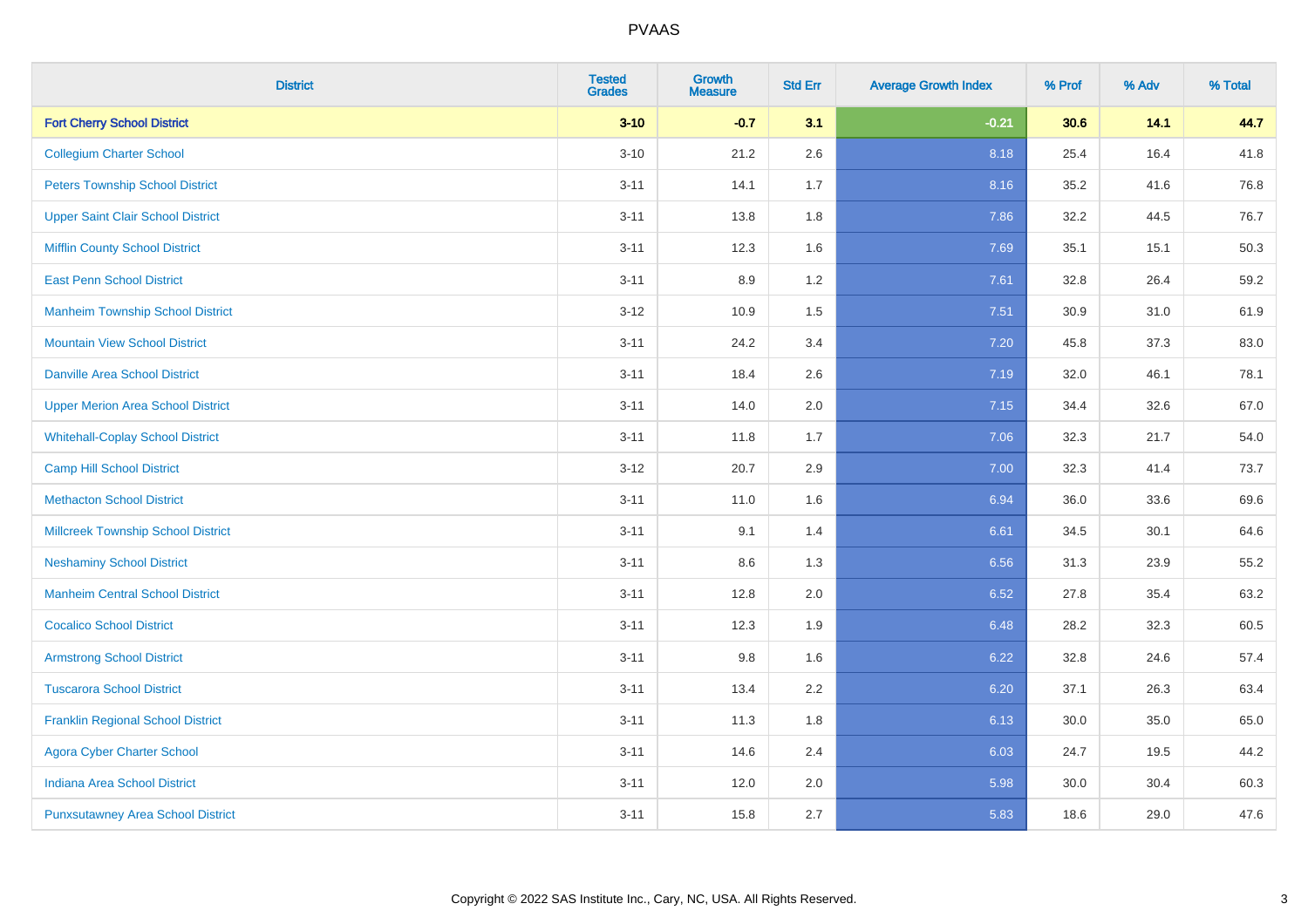| District | Tested Grades | Growth Measure | Std Err | Average Growth Index | % Prof | % Adv | % Total |
|---|---|---|---|---|---|---|---|
| **Fort Cherry School District** | **3-10** | **-0.7** | **3.1** | **-0.21** | **30.6** | **14.1** | **44.7** |
| Collegium Charter School | 3-10 | 21.2 | 2.6 | 8.18 | 25.4 | 16.4 | 41.8 |
| Peters Township School District | 3-11 | 14.1 | 1.7 | 8.16 | 35.2 | 41.6 | 76.8 |
| Upper Saint Clair School District | 3-11 | 13.8 | 1.8 | 7.86 | 32.2 | 44.5 | 76.7 |
| Mifflin County School District | 3-11 | 12.3 | 1.6 | 7.69 | 35.1 | 15.1 | 50.3 |
| East Penn School District | 3-11 | 8.9 | 1.2 | 7.61 | 32.8 | 26.4 | 59.2 |
| Manheim Township School District | 3-12 | 10.9 | 1.5 | 7.51 | 30.9 | 31.0 | 61.9 |
| Mountain View School District | 3-11 | 24.2 | 3.4 | 7.20 | 45.8 | 37.3 | 83.0 |
| Danville Area School District | 3-11 | 18.4 | 2.6 | 7.19 | 32.0 | 46.1 | 78.1 |
| Upper Merion Area School District | 3-11 | 14.0 | 2.0 | 7.15 | 34.4 | 32.6 | 67.0 |
| Whitehall-Coplay School District | 3-11 | 11.8 | 1.7 | 7.06 | 32.3 | 21.7 | 54.0 |
| Camp Hill School District | 3-12 | 20.7 | 2.9 | 7.00 | 32.3 | 41.4 | 73.7 |
| Methacton School District | 3-11 | 11.0 | 1.6 | 6.94 | 36.0 | 33.6 | 69.6 |
| Millcreek Township School District | 3-11 | 9.1 | 1.4 | 6.61 | 34.5 | 30.1 | 64.6 |
| Neshaminy School District | 3-11 | 8.6 | 1.3 | 6.56 | 31.3 | 23.9 | 55.2 |
| Manheim Central School District | 3-11 | 12.8 | 2.0 | 6.52 | 27.8 | 35.4 | 63.2 |
| Cocalico School District | 3-11 | 12.3 | 1.9 | 6.48 | 28.2 | 32.3 | 60.5 |
| Armstrong School District | 3-11 | 9.8 | 1.6 | 6.22 | 32.8 | 24.6 | 57.4 |
| Tuscarora School District | 3-11 | 13.4 | 2.2 | 6.20 | 37.1 | 26.3 | 63.4 |
| Franklin Regional School District | 3-11 | 11.3 | 1.8 | 6.13 | 30.0 | 35.0 | 65.0 |
| Agora Cyber Charter School | 3-11 | 14.6 | 2.4 | 6.03 | 24.7 | 19.5 | 44.2 |
| Indiana Area School District | 3-11 | 12.0 | 2.0 | 5.98 | 30.0 | 30.4 | 60.3 |
| Punxsutawney Area School District | 3-11 | 15.8 | 2.7 | 5.83 | 18.6 | 29.0 | 47.6 |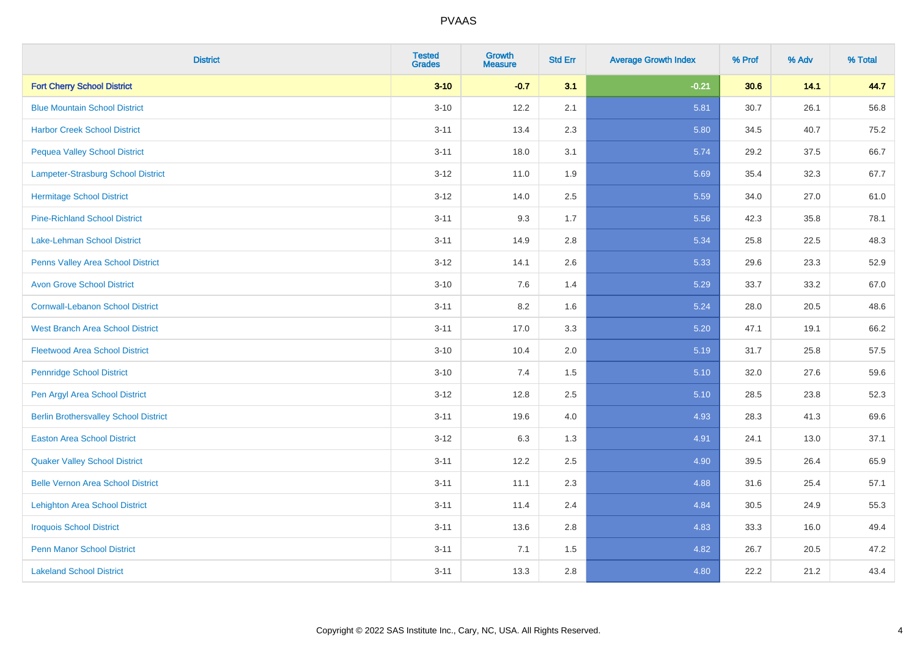# PVAAS

| District | Tested Grades | Growth Measure | Std Err | Average Growth Index | % Prof | % Adv | % Total |
|---|---|---|---|---|---|---|---|
| **Fort Cherry School District** | **3-10** | **-0.7** | **3.1** | **-0.21** | **30.6** | **14.1** | **44.7** |
| Blue Mountain School District | 3-10 | 12.2 | 2.1 | 5.81 | 30.7 | 26.1 | 56.8 |
| Harbor Creek School District | 3-11 | 13.4 | 2.3 | 5.80 | 34.5 | 40.7 | 75.2 |
| Pequea Valley School District | 3-11 | 18.0 | 3.1 | 5.74 | 29.2 | 37.5 | 66.7 |
| Lampeter-Strasburg School District | 3-12 | 11.0 | 1.9 | 5.69 | 35.4 | 32.3 | 67.7 |
| Hermitage School District | 3-12 | 14.0 | 2.5 | 5.59 | 34.0 | 27.0 | 61.0 |
| Pine-Richland School District | 3-11 | 9.3 | 1.7 | 5.56 | 42.3 | 35.8 | 78.1 |
| Lake-Lehman School District | 3-11 | 14.9 | 2.8 | 5.34 | 25.8 | 22.5 | 48.3 |
| Penns Valley Area School District | 3-12 | 14.1 | 2.6 | 5.33 | 29.6 | 23.3 | 52.9 |
| Avon Grove School District | 3-10 | 7.6 | 1.4 | 5.29 | 33.7 | 33.2 | 67.0 |
| Cornwall-Lebanon School District | 3-11 | 8.2 | 1.6 | 5.24 | 28.0 | 20.5 | 48.6 |
| West Branch Area School District | 3-11 | 17.0 | 3.3 | 5.20 | 47.1 | 19.1 | 66.2 |
| Fleetwood Area School District | 3-10 | 10.4 | 2.0 | 5.19 | 31.7 | 25.8 | 57.5 |
| Pennridge School District | 3-10 | 7.4 | 1.5 | 5.10 | 32.0 | 27.6 | 59.6 |
| Pen Argyl Area School District | 3-12 | 12.8 | 2.5 | 5.10 | 28.5 | 23.8 | 52.3 |
| Berlin Brothersvalley School District | 3-11 | 19.6 | 4.0 | 4.93 | 28.3 | 41.3 | 69.6 |
| Easton Area School District | 3-12 | 6.3 | 1.3 | 4.91 | 24.1 | 13.0 | 37.1 |
| Quaker Valley School District | 3-11 | 12.2 | 2.5 | 4.90 | 39.5 | 26.4 | 65.9 |
| Belle Vernon Area School District | 3-11 | 11.1 | 2.3 | 4.88 | 31.6 | 25.4 | 57.1 |
| Lehighton Area School District | 3-11 | 11.4 | 2.4 | 4.84 | 30.5 | 24.9 | 55.3 |
| Iroquois School District | 3-11 | 13.6 | 2.8 | 4.83 | 33.3 | 16.0 | 49.4 |
| Penn Manor School District | 3-11 | 7.1 | 1.5 | 4.82 | 26.7 | 20.5 | 47.2 |
| Lakeland School District | 3-11 | 13.3 | 2.8 | 4.80 | 22.2 | 21.2 | 43.4 |

Copyright © 2022 SAS Institute Inc., Cary, NC, USA. All Rights Reserved.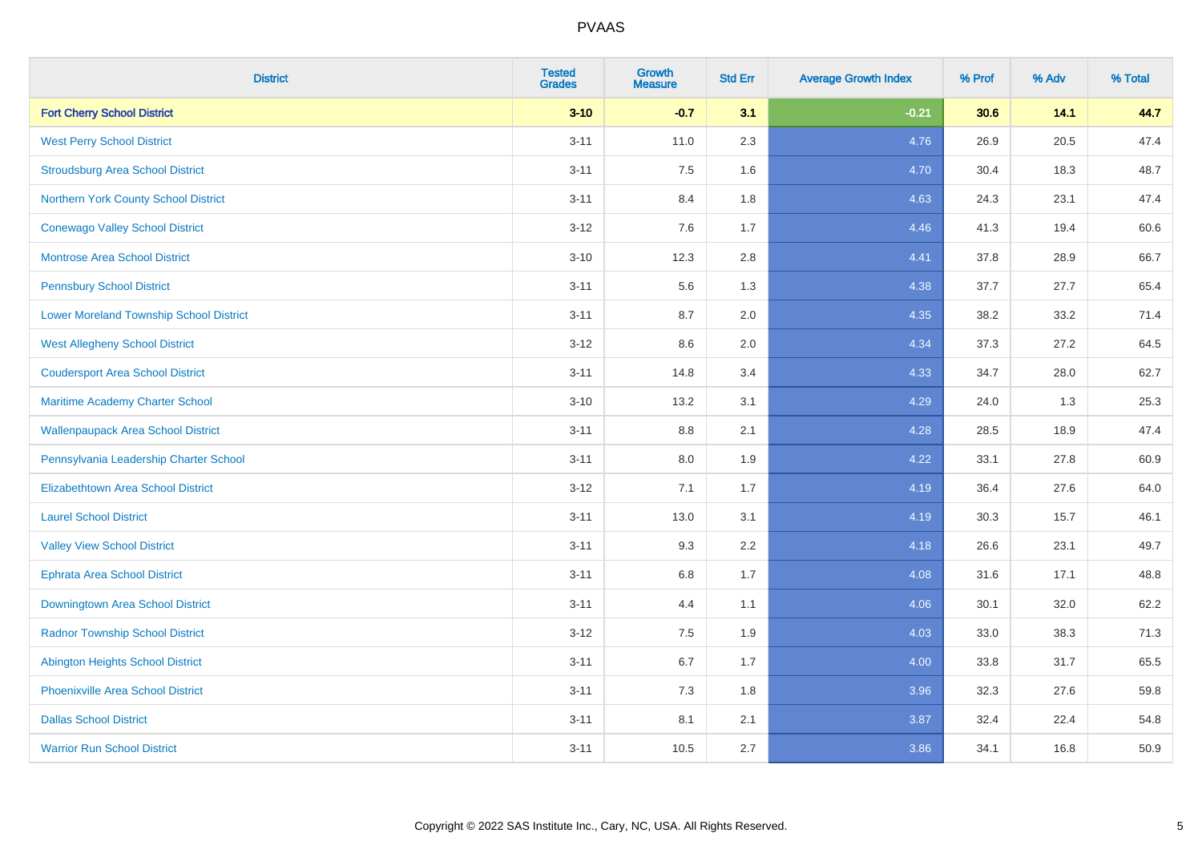# PVAAS

| District | Tested Grades | Growth Measure | Std Err | Average Growth Index | % Prof | % Adv | % Total |
|---|---|---|---|---|---|---|---|
| **Fort Cherry School District** | **3-10** | **-0.7** | **3.1** | **-0.21** | **30.6** | **14.1** | **44.7** |
| West Perry School District | 3-11 | 11.0 | 2.3 | 4.76 | 26.9 | 20.5 | 47.4 |
| Stroudsburg Area School District | 3-11 | 7.5 | 1.6 | 4.70 | 30.4 | 18.3 | 48.7 |
| Northern York County School District | 3-11 | 8.4 | 1.8 | 4.63 | 24.3 | 23.1 | 47.4 |
| Conewago Valley School District | 3-12 | 7.6 | 1.7 | 4.46 | 41.3 | 19.4 | 60.6 |
| Montrose Area School District | 3-10 | 12.3 | 2.8 | 4.41 | 37.8 | 28.9 | 66.7 |
| Pennsbury School District | 3-11 | 5.6 | 1.3 | 4.38 | 37.7 | 27.7 | 65.4 |
| Lower Moreland Township School District | 3-11 | 8.7 | 2.0 | 4.35 | 38.2 | 33.2 | 71.4 |
| West Allegheny School District | 3-12 | 8.6 | 2.0 | 4.34 | 37.3 | 27.2 | 64.5 |
| Coudersport Area School District | 3-11 | 14.8 | 3.4 | 4.33 | 34.7 | 28.0 | 62.7 |
| Maritime Academy Charter School | 3-10 | 13.2 | 3.1 | 4.29 | 24.0 | 1.3 | 25.3 |
| Wallenpaupack Area School District | 3-11 | 8.8 | 2.1 | 4.28 | 28.5 | 18.9 | 47.4 |
| Pennsylvania Leadership Charter School | 3-11 | 8.0 | 1.9 | 4.22 | 33.1 | 27.8 | 60.9 |
| Elizabethtown Area School District | 3-12 | 7.1 | 1.7 | 4.19 | 36.4 | 27.6 | 64.0 |
| Laurel School District | 3-11 | 13.0 | 3.1 | 4.19 | 30.3 | 15.7 | 46.1 |
| Valley View School District | 3-11 | 9.3 | 2.2 | 4.18 | 26.6 | 23.1 | 49.7 |
| Ephrata Area School District | 3-11 | 6.8 | 1.7 | 4.08 | 31.6 | 17.1 | 48.8 |
| Downingtown Area School District | 3-11 | 4.4 | 1.1 | 4.06 | 30.1 | 32.0 | 62.2 |
| Radnor Township School District | 3-12 | 7.5 | 1.9 | 4.03 | 33.0 | 38.3 | 71.3 |
| Abington Heights School District | 3-11 | 6.7 | 1.7 | 4.00 | 33.8 | 31.7 | 65.5 |
| Phoenixville Area School District | 3-11 | 7.3 | 1.8 | 3.96 | 32.3 | 27.6 | 59.8 |
| Dallas School District | 3-11 | 8.1 | 2.1 | 3.87 | 32.4 | 22.4 | 54.8 |
| Warrior Run School District | 3-11 | 10.5 | 2.7 | 3.86 | 34.1 | 16.8 | 50.9 |

Copyright © 2022 SAS Institute Inc., Cary, NC, USA. All Rights Reserved.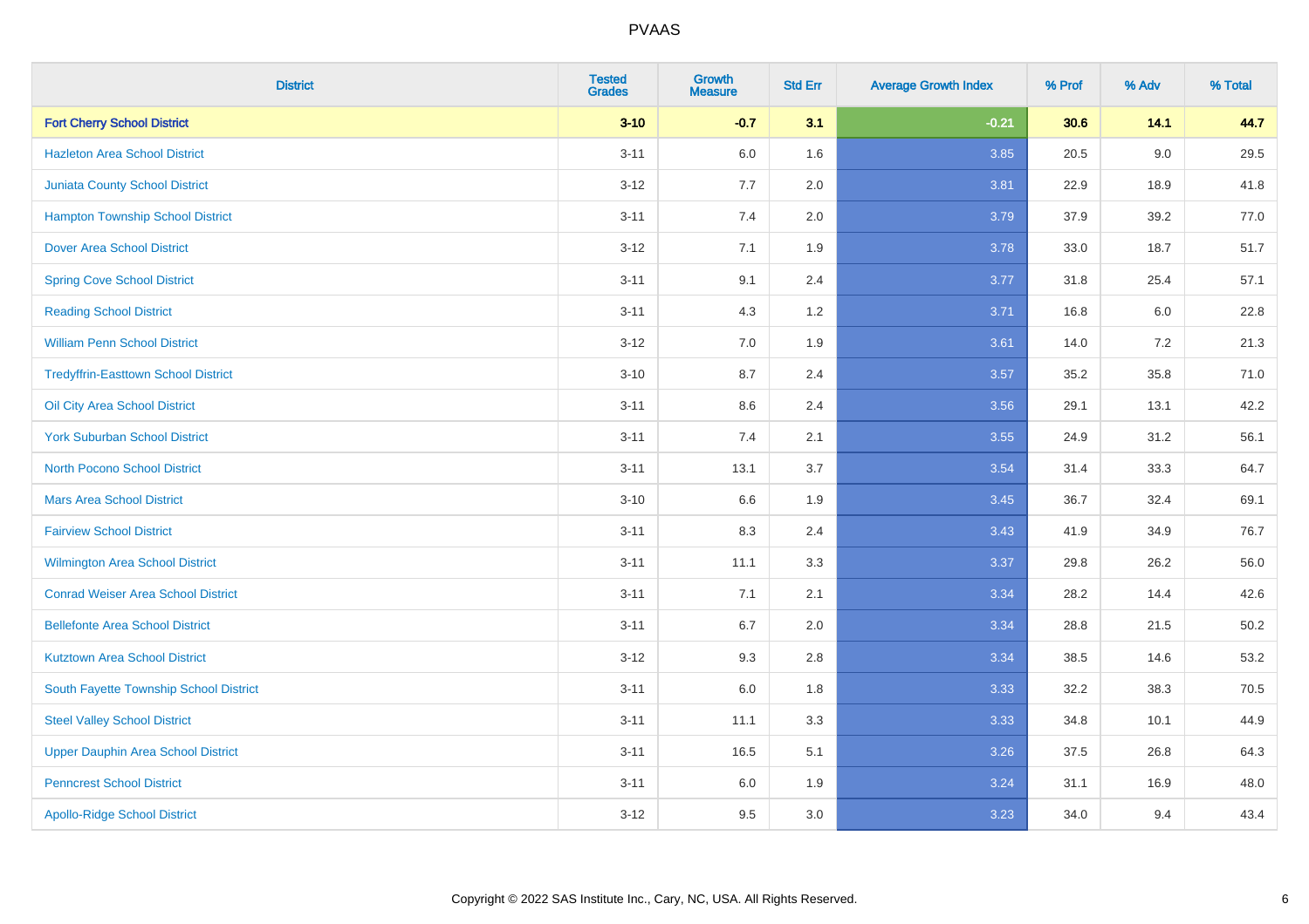| District | Tested Grades | Growth Measure | Std Err | Average Growth Index | % Prof | % Adv | % Total |
|---|---|---|---|---|---|---|---|
| **Fort Cherry School District** | **3-10** | **-0.7** | **3.1** | **-0.21** | **30.6** | **14.1** | **44.7** |
| Hazleton Area School District | 3-11 | 6.0 | 1.6 | 3.85 | 20.5 | 9.0 | 29.5 |
| Juniata County School District | 3-12 | 7.7 | 2.0 | 3.81 | 22.9 | 18.9 | 41.8 |
| Hampton Township School District | 3-11 | 7.4 | 2.0 | 3.79 | 37.9 | 39.2 | 77.0 |
| Dover Area School District | 3-12 | 7.1 | 1.9 | 3.78 | 33.0 | 18.7 | 51.7 |
| Spring Cove School District | 3-11 | 9.1 | 2.4 | 3.77 | 31.8 | 25.4 | 57.1 |
| Reading School District | 3-11 | 4.3 | 1.2 | 3.71 | 16.8 | 6.0 | 22.8 |
| William Penn School District | 3-12 | 7.0 | 1.9 | 3.61 | 14.0 | 7.2 | 21.3 |
| Tredyffrin-Easttown School District | 3-10 | 8.7 | 2.4 | 3.57 | 35.2 | 35.8 | 71.0 |
| Oil City Area School District | 3-11 | 8.6 | 2.4 | 3.56 | 29.1 | 13.1 | 42.2 |
| York Suburban School District | 3-11 | 7.4 | 2.1 | 3.55 | 24.9 | 31.2 | 56.1 |
| North Pocono School District | 3-11 | 13.1 | 3.7 | 3.54 | 31.4 | 33.3 | 64.7 |
| Mars Area School District | 3-10 | 6.6 | 1.9 | 3.45 | 36.7 | 32.4 | 69.1 |
| Fairview School District | 3-11 | 8.3 | 2.4 | 3.43 | 41.9 | 34.9 | 76.7 |
| Wilmington Area School District | 3-11 | 11.1 | 3.3 | 3.37 | 29.8 | 26.2 | 56.0 |
| Conrad Weiser Area School District | 3-11 | 7.1 | 2.1 | 3.34 | 28.2 | 14.4 | 42.6 |
| Bellefonte Area School District | 3-11 | 6.7 | 2.0 | 3.34 | 28.8 | 21.5 | 50.2 |
| Kutztown Area School District | 3-12 | 9.3 | 2.8 | 3.34 | 38.5 | 14.6 | 53.2 |
| South Fayette Township School District | 3-11 | 6.0 | 1.8 | 3.33 | 32.2 | 38.3 | 70.5 |
| Steel Valley School District | 3-11 | 11.1 | 3.3 | 3.33 | 34.8 | 10.1 | 44.9 |
| Upper Dauphin Area School District | 3-11 | 16.5 | 5.1 | 3.26 | 37.5 | 26.8 | 64.3 |
| Penncrest School District | 3-11 | 6.0 | 1.9 | 3.24 | 31.1 | 16.9 | 48.0 |
| Apollo-Ridge School District | 3-12 | 9.5 | 3.0 | 3.23 | 34.0 | 9.4 | 43.4 |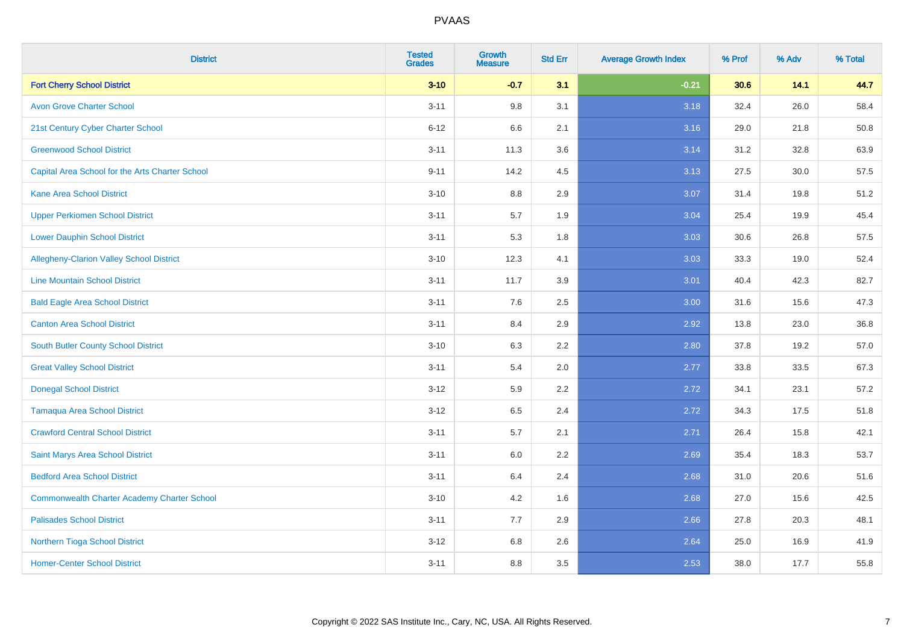| District | Tested Grades | Growth Measure | Std Err | Average Growth Index | % Prof | % Adv | % Total |
|---|---|---|---|---|---|---|---|
| **Fort Cherry School District** | **3-10** | **-0.7** | **3.1** | **-0.21** | **30.6** | **14.1** | **44.7** |
| Avon Grove Charter School | 3-11 | 9.8 | 3.1 | 3.18 | 32.4 | 26.0 | 58.4 |
| 21st Century Cyber Charter School | 6-12 | 6.6 | 2.1 | 3.16 | 29.0 | 21.8 | 50.8 |
| Greenwood School District | 3-11 | 11.3 | 3.6 | 3.14 | 31.2 | 32.8 | 63.9 |
| Capital Area School for the Arts Charter School | 9-11 | 14.2 | 4.5 | 3.13 | 27.5 | 30.0 | 57.5 |
| Kane Area School District | 3-10 | 8.8 | 2.9 | 3.07 | 31.4 | 19.8 | 51.2 |
| Upper Perkiomen School District | 3-11 | 5.7 | 1.9 | 3.04 | 25.4 | 19.9 | 45.4 |
| Lower Dauphin School District | 3-11 | 5.3 | 1.8 | 3.03 | 30.6 | 26.8 | 57.5 |
| Allegheny-Clarion Valley School District | 3-10 | 12.3 | 4.1 | 3.03 | 33.3 | 19.0 | 52.4 |
| Line Mountain School District | 3-11 | 11.7 | 3.9 | 3.01 | 40.4 | 42.3 | 82.7 |
| Bald Eagle Area School District | 3-11 | 7.6 | 2.5 | 3.00 | 31.6 | 15.6 | 47.3 |
| Canton Area School District | 3-11 | 8.4 | 2.9 | 2.92 | 13.8 | 23.0 | 36.8 |
| South Butler County School District | 3-10 | 6.3 | 2.2 | 2.80 | 37.8 | 19.2 | 57.0 |
| Great Valley School District | 3-11 | 5.4 | 2.0 | 2.77 | 33.8 | 33.5 | 67.3 |
| Donegal School District | 3-12 | 5.9 | 2.2 | 2.72 | 34.1 | 23.1 | 57.2 |
| Tamaqua Area School District | 3-12 | 6.5 | 2.4 | 2.72 | 34.3 | 17.5 | 51.8 |
| Crawford Central School District | 3-11 | 5.7 | 2.1 | 2.71 | 26.4 | 15.8 | 42.1 |
| Saint Marys Area School District | 3-11 | 6.0 | 2.2 | 2.69 | 35.4 | 18.3 | 53.7 |
| Bedford Area School District | 3-11 | 6.4 | 2.4 | 2.68 | 31.0 | 20.6 | 51.6 |
| Commonwealth Charter Academy Charter School | 3-10 | 4.2 | 1.6 | 2.68 | 27.0 | 15.6 | 42.5 |
| Palisades School District | 3-11 | 7.7 | 2.9 | 2.66 | 27.8 | 20.3 | 48.1 |
| Northern Tioga School District | 3-12 | 6.8 | 2.6 | 2.64 | 25.0 | 16.9 | 41.9 |
| Homer-Center School District | 3-11 | 8.8 | 3.5 | 2.53 | 38.0 | 17.7 | 55.8 |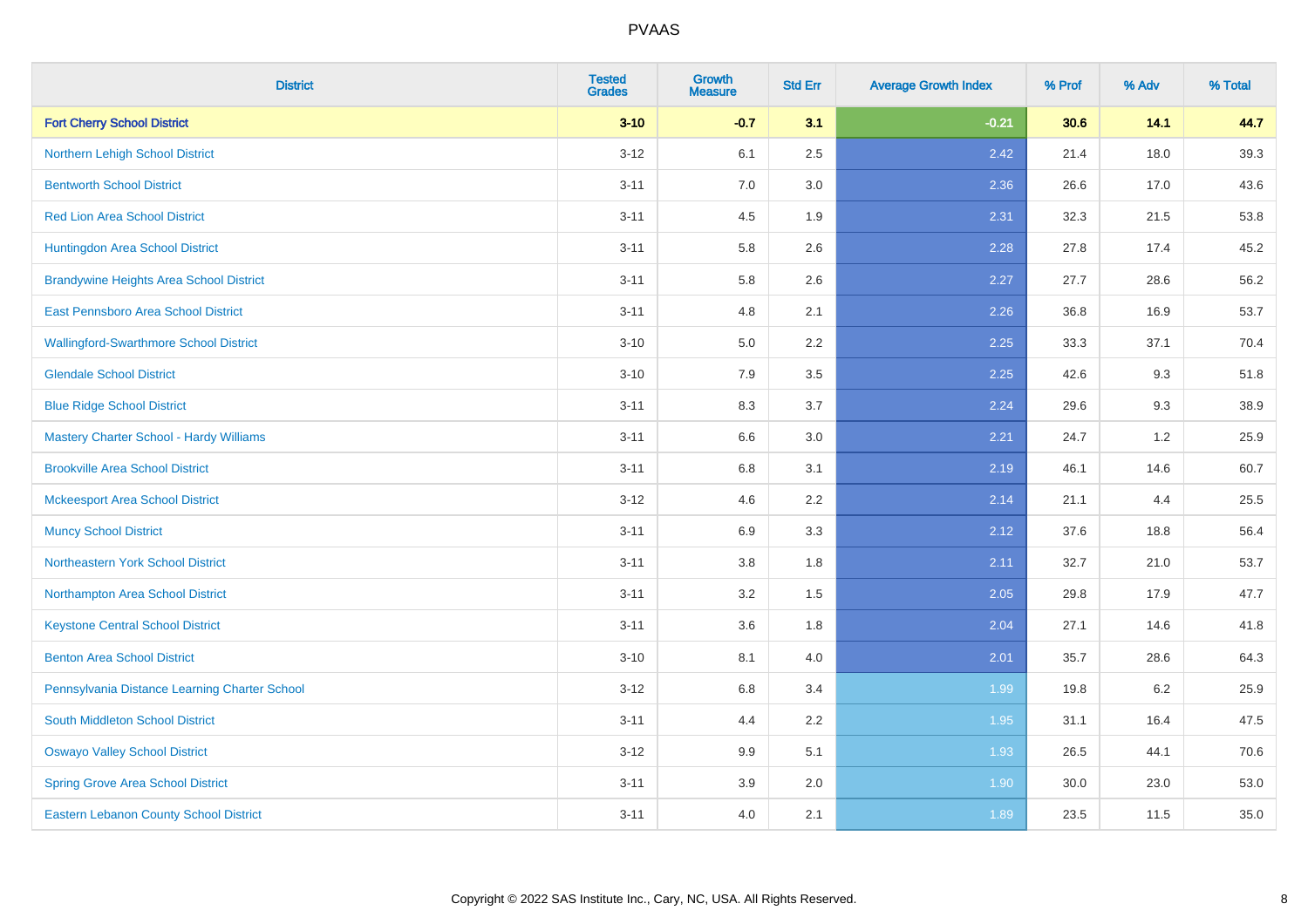# PVAAS

| District | Tested Grades | Growth Measure | Std Err | Average Growth Index | % Prof | % Adv | % Total |
|---|---|---|---|---|---|---|---|
| **Fort Cherry School District** | **3-10** | **-0.7** | **3.1** | **-0.21** | **30.6** | **14.1** | **44.7** |
| Northern Lehigh School District | 3-12 | 6.1 | 2.5 | 2.42 | 21.4 | 18.0 | 39.3 |
| Bentworth School District | 3-11 | 7.0 | 3.0 | 2.36 | 26.6 | 17.0 | 43.6 |
| Red Lion Area School District | 3-11 | 4.5 | 1.9 | 2.31 | 32.3 | 21.5 | 53.8 |
| Huntingdon Area School District | 3-11 | 5.8 | 2.6 | 2.28 | 27.8 | 17.4 | 45.2 |
| Brandywine Heights Area School District | 3-11 | 5.8 | 2.6 | 2.27 | 27.7 | 28.6 | 56.2 |
| East Pennsboro Area School District | 3-11 | 4.8 | 2.1 | 2.26 | 36.8 | 16.9 | 53.7 |
| Wallingford-Swarthmore School District | 3-10 | 5.0 | 2.2 | 2.25 | 33.3 | 37.1 | 70.4 |
| Glendale School District | 3-10 | 7.9 | 3.5 | 2.25 | 42.6 | 9.3 | 51.8 |
| Blue Ridge School District | 3-11 | 8.3 | 3.7 | 2.24 | 29.6 | 9.3 | 38.9 |
| Mastery Charter School - Hardy Williams | 3-11 | 6.6 | 3.0 | 2.21 | 24.7 | 1.2 | 25.9 |
| Brookville Area School District | 3-11 | 6.8 | 3.1 | 2.19 | 46.1 | 14.6 | 60.7 |
| Mckeesport Area School District | 3-12 | 4.6 | 2.2 | 2.14 | 21.1 | 4.4 | 25.5 |
| Muncy School District | 3-11 | 6.9 | 3.3 | 2.12 | 37.6 | 18.8 | 56.4 |
| Northeastern York School District | 3-11 | 3.8 | 1.8 | 2.11 | 32.7 | 21.0 | 53.7 |
| Northampton Area School District | 3-11 | 3.2 | 1.5 | 2.05 | 29.8 | 17.9 | 47.7 |
| Keystone Central School District | 3-11 | 3.6 | 1.8 | 2.04 | 27.1 | 14.6 | 41.8 |
| Benton Area School District | 3-10 | 8.1 | 4.0 | 2.01 | 35.7 | 28.6 | 64.3 |
| Pennsylvania Distance Learning Charter School | 3-12 | 6.8 | 3.4 | 1.99 | 19.8 | 6.2 | 25.9 |
| South Middleton School District | 3-11 | 4.4 | 2.2 | 1.95 | 31.1 | 16.4 | 47.5 |
| Oswayo Valley School District | 3-12 | 9.9 | 5.1 | 1.93 | 26.5 | 44.1 | 70.6 |
| Spring Grove Area School District | 3-11 | 3.9 | 2.0 | 1.90 | 30.0 | 23.0 | 53.0 |
| Eastern Lebanon County School District | 3-11 | 4.0 | 2.1 | 1.89 | 23.5 | 11.5 | 35.0 |

Copyright © 2022 SAS Institute Inc., Cary, NC, USA. All Rights Reserved.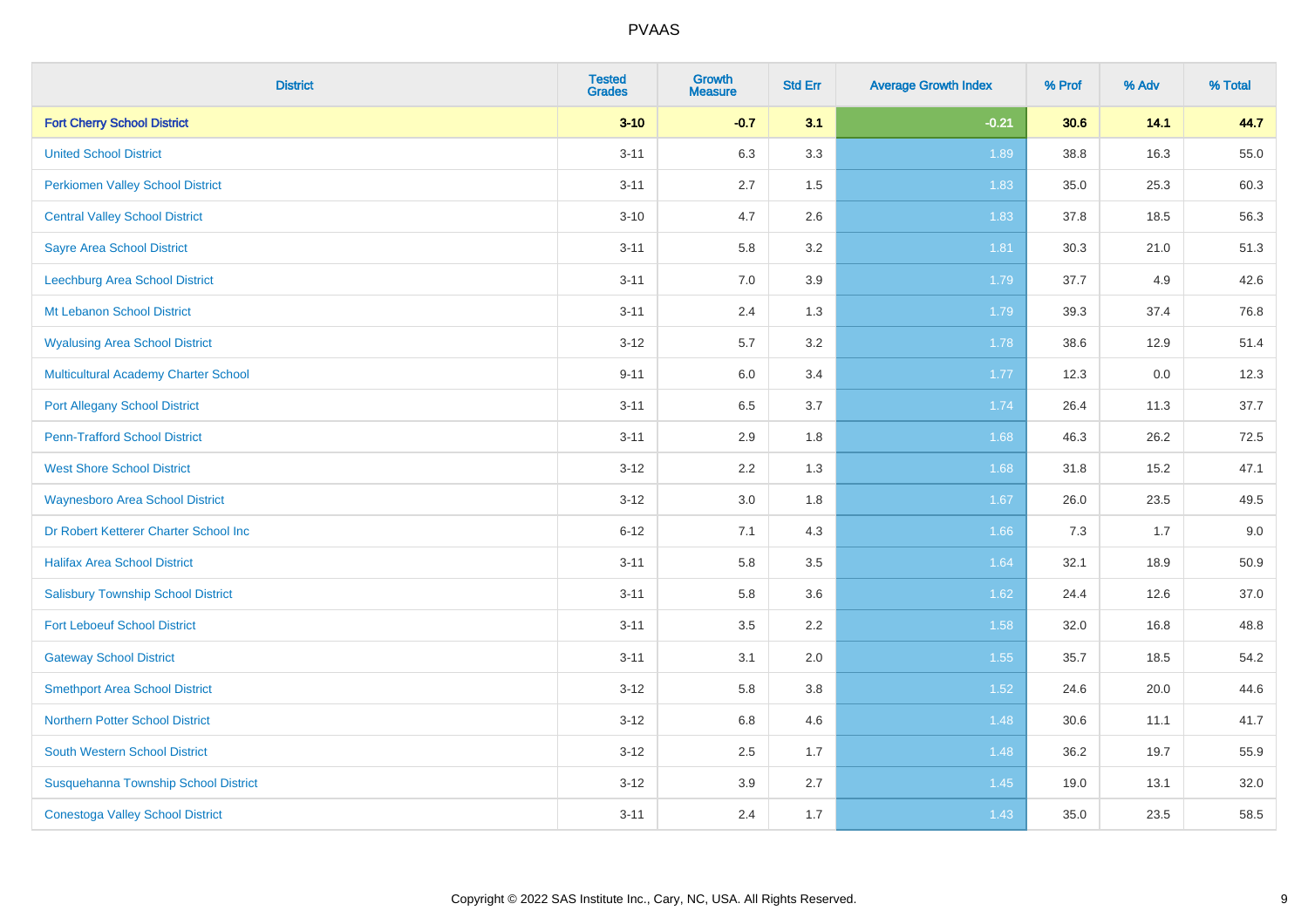# PVAAS

| District | Tested Grades | Growth Measure | Std Err | Average Growth Index | % Prof | % Adv | % Total |
|---|---|---|---|---|---|---|---|
| **Fort Cherry School District** | **3-10** | **-0.7** | **3.1** | **-0.21** | **30.6** | **14.1** | **44.7** |
| United School District | 3-11 | 6.3 | 3.3 | 1.89 | 38.8 | 16.3 | 55.0 |
| Perkiomen Valley School District | 3-11 | 2.7 | 1.5 | 1.83 | 35.0 | 25.3 | 60.3 |
| Central Valley School District | 3-10 | 4.7 | 2.6 | 1.83 | 37.8 | 18.5 | 56.3 |
| Sayre Area School District | 3-11 | 5.8 | 3.2 | 1.81 | 30.3 | 21.0 | 51.3 |
| Leechburg Area School District | 3-11 | 7.0 | 3.9 | 1.79 | 37.7 | 4.9 | 42.6 |
| Mt Lebanon School District | 3-11 | 2.4 | 1.3 | 1.79 | 39.3 | 37.4 | 76.8 |
| Wyalusing Area School District | 3-12 | 5.7 | 3.2 | 1.78 | 38.6 | 12.9 | 51.4 |
| Multicultural Academy Charter School | 9-11 | 6.0 | 3.4 | 1.77 | 12.3 | 0.0 | 12.3 |
| Port Allegany School District | 3-11 | 6.5 | 3.7 | 1.74 | 26.4 | 11.3 | 37.7 |
| Penn-Trafford School District | 3-11 | 2.9 | 1.8 | 1.68 | 46.3 | 26.2 | 72.5 |
| West Shore School District | 3-12 | 2.2 | 1.3 | 1.68 | 31.8 | 15.2 | 47.1 |
| Waynesboro Area School District | 3-12 | 3.0 | 1.8 | 1.67 | 26.0 | 23.5 | 49.5 |
| Dr Robert Ketterer Charter School Inc | 6-12 | 7.1 | 4.3 | 1.66 | 7.3 | 1.7 | 9.0 |
| Halifax Area School District | 3-11 | 5.8 | 3.5 | 1.64 | 32.1 | 18.9 | 50.9 |
| Salisbury Township School District | 3-11 | 5.8 | 3.6 | 1.62 | 24.4 | 12.6 | 37.0 |
| Fort Leboeuf School District | 3-11 | 3.5 | 2.2 | 1.58 | 32.0 | 16.8 | 48.8 |
| Gateway School District | 3-11 | 3.1 | 2.0 | 1.55 | 35.7 | 18.5 | 54.2 |
| Smethport Area School District | 3-12 | 5.8 | 3.8 | 1.52 | 24.6 | 20.0 | 44.6 |
| Northern Potter School District | 3-12 | 6.8 | 4.6 | 1.48 | 30.6 | 11.1 | 41.7 |
| South Western School District | 3-12 | 2.5 | 1.7 | 1.48 | 36.2 | 19.7 | 55.9 |
| Susquehanna Township School District | 3-12 | 3.9 | 2.7 | 1.45 | 19.0 | 13.1 | 32.0 |
| Conestoga Valley School District | 3-11 | 2.4 | 1.7 | 1.43 | 35.0 | 23.5 | 58.5 |

Copyright © 2022 SAS Institute Inc., Cary, NC, USA. All Rights Reserved.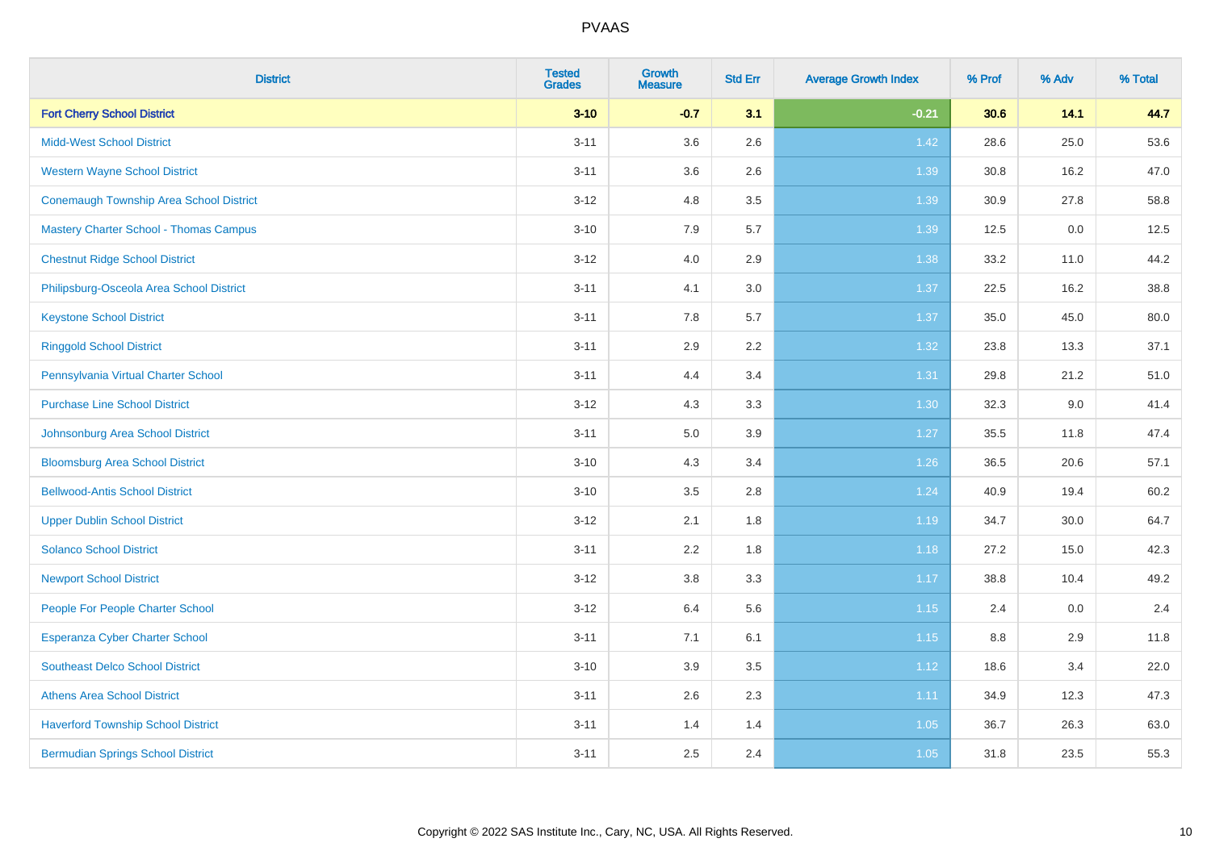# PVAAS

| District | Tested Grades | Growth Measure | Std Err | Average Growth Index | % Prof | % Adv | % Total |
|---|---|---|---|---|---|---|---|
| **Fort Cherry School District** | **3-10** | **-0.7** | **3.1** | **-0.21** | **30.6** | **14.1** | **44.7** |
| Midd-West School District | 3-11 | 3.6 | 2.6 | 1.42 | 28.6 | 25.0 | 53.6 |
| Western Wayne School District | 3-11 | 3.6 | 2.6 | 1.39 | 30.8 | 16.2 | 47.0 |
| Conemaugh Township Area School District | 3-12 | 4.8 | 3.5 | 1.39 | 30.9 | 27.8 | 58.8 |
| Mastery Charter School - Thomas Campus | 3-10 | 7.9 | 5.7 | 1.39 | 12.5 | 0.0 | 12.5 |
| Chestnut Ridge School District | 3-12 | 4.0 | 2.9 | 1.38 | 33.2 | 11.0 | 44.2 |
| Philipsburg-Osceola Area School District | 3-11 | 4.1 | 3.0 | 1.37 | 22.5 | 16.2 | 38.8 |
| Keystone School District | 3-11 | 7.8 | 5.7 | 1.37 | 35.0 | 45.0 | 80.0 |
| Ringgold School District | 3-11 | 2.9 | 2.2 | 1.32 | 23.8 | 13.3 | 37.1 |
| Pennsylvania Virtual Charter School | 3-11 | 4.4 | 3.4 | 1.31 | 29.8 | 21.2 | 51.0 |
| Purchase Line School District | 3-12 | 4.3 | 3.3 | 1.30 | 32.3 | 9.0 | 41.4 |
| Johnsonburg Area School District | 3-11 | 5.0 | 3.9 | 1.27 | 35.5 | 11.8 | 47.4 |
| Bloomsburg Area School District | 3-10 | 4.3 | 3.4 | 1.26 | 36.5 | 20.6 | 57.1 |
| Bellwood-Antis School District | 3-10 | 3.5 | 2.8 | 1.24 | 40.9 | 19.4 | 60.2 |
| Upper Dublin School District | 3-12 | 2.1 | 1.8 | 1.19 | 34.7 | 30.0 | 64.7 |
| Solanco School District | 3-11 | 2.2 | 1.8 | 1.18 | 27.2 | 15.0 | 42.3 |
| Newport School District | 3-12 | 3.8 | 3.3 | 1.17 | 38.8 | 10.4 | 49.2 |
| People For People Charter School | 3-12 | 6.4 | 5.6 | 1.15 | 2.4 | 0.0 | 2.4 |
| Esperanza Cyber Charter School | 3-11 | 7.1 | 6.1 | 1.15 | 8.8 | 2.9 | 11.8 |
| Southeast Delco School District | 3-10 | 3.9 | 3.5 | 1.12 | 18.6 | 3.4 | 22.0 |
| Athens Area School District | 3-11 | 2.6 | 2.3 | 1.11 | 34.9 | 12.3 | 47.3 |
| Haverford Township School District | 3-11 | 1.4 | 1.4 | 1.05 | 36.7 | 26.3 | 63.0 |
| Bermudian Springs School District | 3-11 | 2.5 | 2.4 | 1.05 | 31.8 | 23.5 | 55.3 |

Copyright © 2022 SAS Institute Inc., Cary, NC, USA. All Rights Reserved.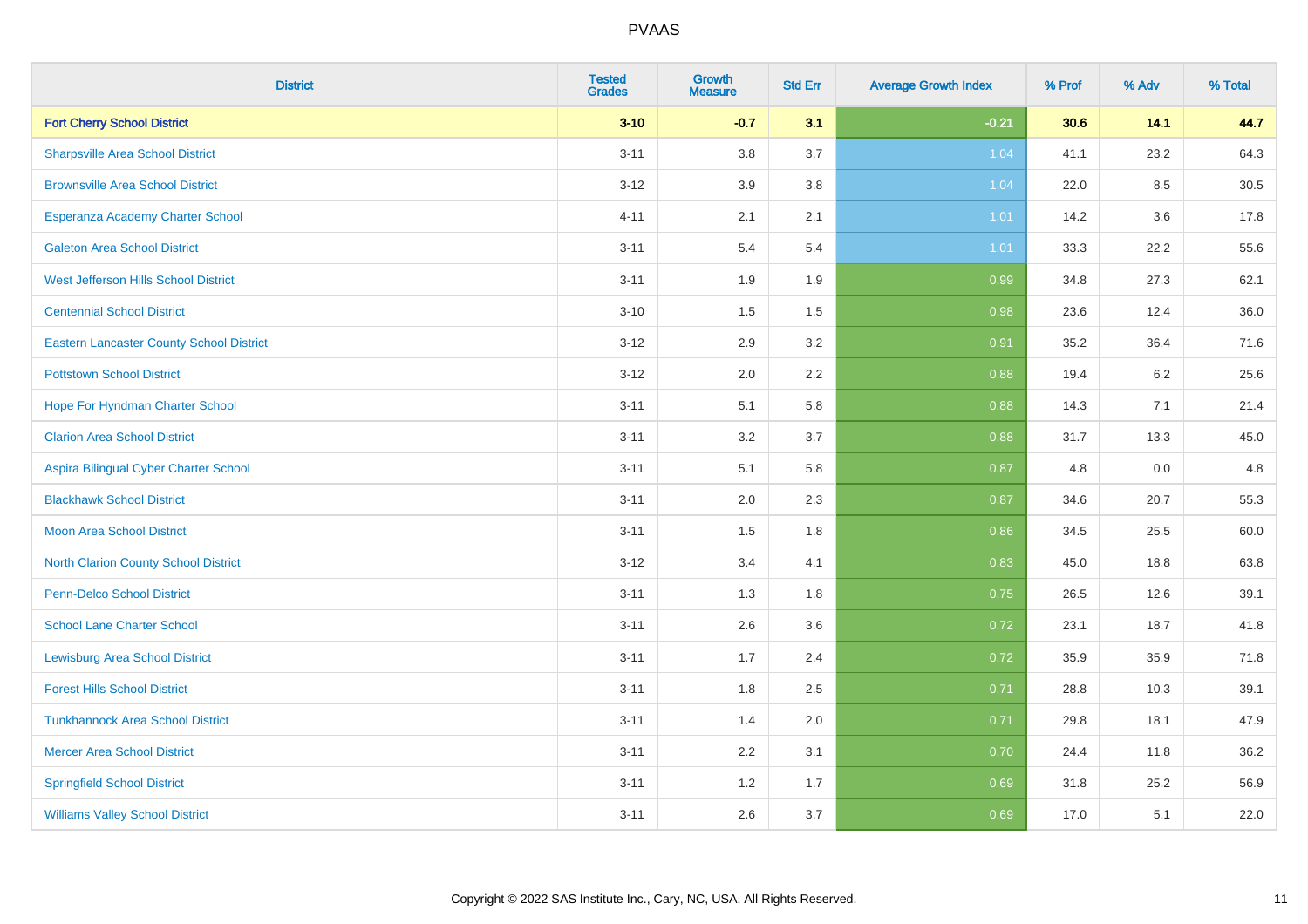# PVAAS

| District | Tested Grades | Growth Measure | Std Err | Average Growth Index | % Prof | % Adv | % Total |
|---|---|---|---|---|---|---|---|
| **Fort Cherry School District** | **3-10** | **-0.7** | **3.1** | **-0.21** | **30.6** | **14.1** | **44.7** |
| Sharpsville Area School District | 3-11 | 3.8 | 3.7 | 1.04 | 41.1 | 23.2 | 64.3 |
| Brownsville Area School District | 3-12 | 3.9 | 3.8 | 1.04 | 22.0 | 8.5 | 30.5 |
| Esperanza Academy Charter School | 4-11 | 2.1 | 2.1 | 1.01 | 14.2 | 3.6 | 17.8 |
| Galeton Area School District | 3-11 | 5.4 | 5.4 | 1.01 | 33.3 | 22.2 | 55.6 |
| West Jefferson Hills School District | 3-11 | 1.9 | 1.9 | 0.99 | 34.8 | 27.3 | 62.1 |
| Centennial School District | 3-10 | 1.5 | 1.5 | 0.98 | 23.6 | 12.4 | 36.0 |
| Eastern Lancaster County School District | 3-12 | 2.9 | 3.2 | 0.91 | 35.2 | 36.4 | 71.6 |
| Pottstown School District | 3-12 | 2.0 | 2.2 | 0.88 | 19.4 | 6.2 | 25.6 |
| Hope For Hyndman Charter School | 3-11 | 5.1 | 5.8 | 0.88 | 14.3 | 7.1 | 21.4 |
| Clarion Area School District | 3-11 | 3.2 | 3.7 | 0.88 | 31.7 | 13.3 | 45.0 |
| Aspira Bilingual Cyber Charter School | 3-11 | 5.1 | 5.8 | 0.87 | 4.8 | 0.0 | 4.8 |
| Blackhawk School District | 3-11 | 2.0 | 2.3 | 0.87 | 34.6 | 20.7 | 55.3 |
| Moon Area School District | 3-11 | 1.5 | 1.8 | 0.86 | 34.5 | 25.5 | 60.0 |
| North Clarion County School District | 3-12 | 3.4 | 4.1 | 0.83 | 45.0 | 18.8 | 63.8 |
| Penn-Delco School District | 3-11 | 1.3 | 1.8 | 0.75 | 26.5 | 12.6 | 39.1 |
| School Lane Charter School | 3-11 | 2.6 | 3.6 | 0.72 | 23.1 | 18.7 | 41.8 |
| Lewisburg Area School District | 3-11 | 1.7 | 2.4 | 0.72 | 35.9 | 35.9 | 71.8 |
| Forest Hills School District | 3-11 | 1.8 | 2.5 | 0.71 | 28.8 | 10.3 | 39.1 |
| Tunkhannock Area School District | 3-11 | 1.4 | 2.0 | 0.71 | 29.8 | 18.1 | 47.9 |
| Mercer Area School District | 3-11 | 2.2 | 3.1 | 0.70 | 24.4 | 11.8 | 36.2 |
| Springfield School District | 3-11 | 1.2 | 1.7 | 0.69 | 31.8 | 25.2 | 56.9 |
| Williams Valley School District | 3-11 | 2.6 | 3.7 | 0.69 | 17.0 | 5.1 | 22.0 |

Copyright © 2022 SAS Institute Inc., Cary, NC, USA. All Rights Reserved.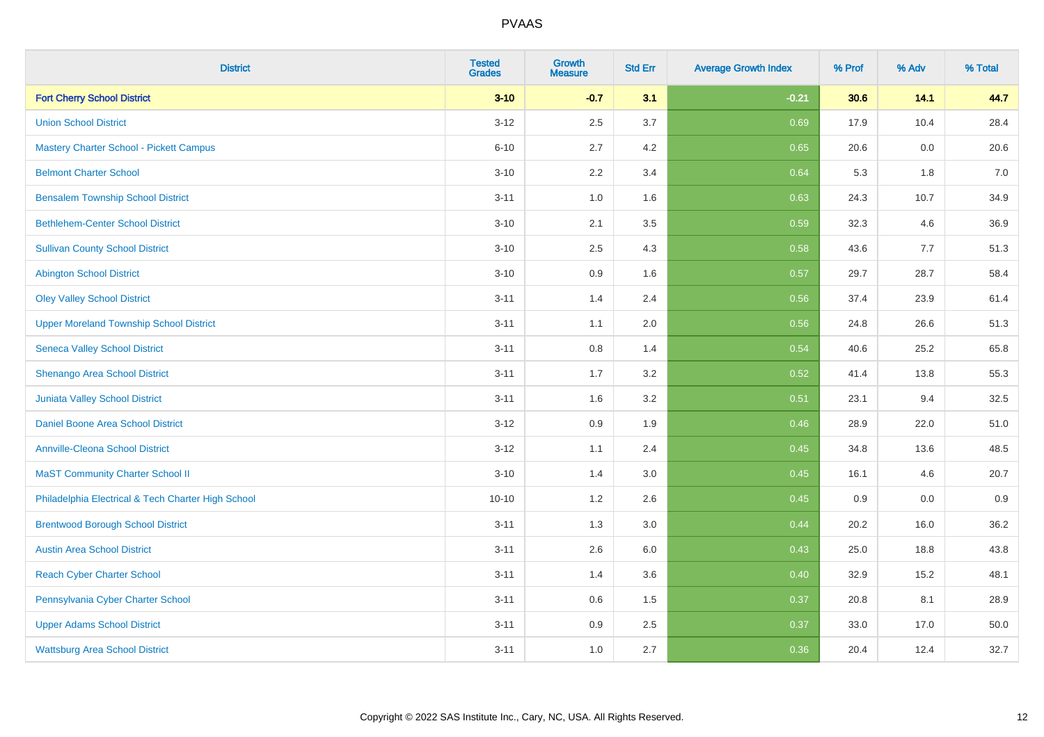# PVAAS

| District | Tested Grades | Growth Measure | Std Err | Average Growth Index | % Prof | % Adv | % Total |
|---|---|---|---|---|---|---|---|
| **Fort Cherry School District** | **3-10** | **-0.7** | **3.1** | **-0.21** | **30.6** | **14.1** | **44.7** |
| Union School District | 3-12 | 2.5 | 3.7 | 0.69 | 17.9 | 10.4 | 28.4 |
| Mastery Charter School - Pickett Campus | 6-10 | 2.7 | 4.2 | 0.65 | 20.6 | 0.0 | 20.6 |
| Belmont Charter School | 3-10 | 2.2 | 3.4 | 0.64 | 5.3 | 1.8 | 7.0 |
| Bensalem Township School District | 3-11 | 1.0 | 1.6 | 0.63 | 24.3 | 10.7 | 34.9 |
| Bethlehem-Center School District | 3-10 | 2.1 | 3.5 | 0.59 | 32.3 | 4.6 | 36.9 |
| Sullivan County School District | 3-10 | 2.5 | 4.3 | 0.58 | 43.6 | 7.7 | 51.3 |
| Abington School District | 3-10 | 0.9 | 1.6 | 0.57 | 29.7 | 28.7 | 58.4 |
| Oley Valley School District | 3-11 | 1.4 | 2.4 | 0.56 | 37.4 | 23.9 | 61.4 |
| Upper Moreland Township School District | 3-11 | 1.1 | 2.0 | 0.56 | 24.8 | 26.6 | 51.3 |
| Seneca Valley School District | 3-11 | 0.8 | 1.4 | 0.54 | 40.6 | 25.2 | 65.8 |
| Shenango Area School District | 3-11 | 1.7 | 3.2 | 0.52 | 41.4 | 13.8 | 55.3 |
| Juniata Valley School District | 3-11 | 1.6 | 3.2 | 0.51 | 23.1 | 9.4 | 32.5 |
| Daniel Boone Area School District | 3-12 | 0.9 | 1.9 | 0.46 | 28.9 | 22.0 | 51.0 |
| Annville-Cleona School District | 3-12 | 1.1 | 2.4 | 0.45 | 34.8 | 13.6 | 48.5 |
| MaST Community Charter School II | 3-10 | 1.4 | 3.0 | 0.45 | 16.1 | 4.6 | 20.7 |
| Philadelphia Electrical & Tech Charter High School | 10-10 | 1.2 | 2.6 | 0.45 | 0.9 | 0.0 | 0.9 |
| Brentwood Borough School District | 3-11 | 1.3 | 3.0 | 0.44 | 20.2 | 16.0 | 36.2 |
| Austin Area School District | 3-11 | 2.6 | 6.0 | 0.43 | 25.0 | 18.8 | 43.8 |
| Reach Cyber Charter School | 3-11 | 1.4 | 3.6 | 0.40 | 32.9 | 15.2 | 48.1 |
| Pennsylvania Cyber Charter School | 3-11 | 0.6 | 1.5 | 0.37 | 20.8 | 8.1 | 28.9 |
| Upper Adams School District | 3-11 | 0.9 | 2.5 | 0.37 | 33.0 | 17.0 | 50.0 |
| Wattsburg Area School District | 3-11 | 1.0 | 2.7 | 0.36 | 20.4 | 12.4 | 32.7 |

Copyright © 2022 SAS Institute Inc., Cary, NC, USA. All Rights Reserved.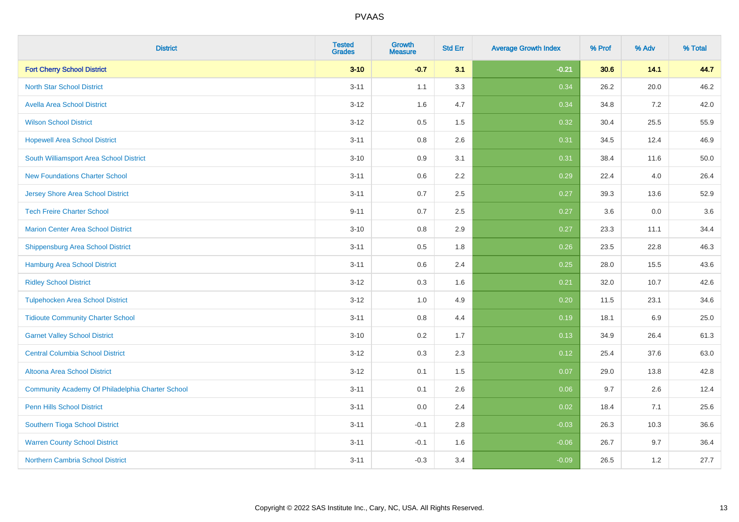# PVAAS

| District | Tested Grades | Growth Measure | Std Err | Average Growth Index | % Prof | % Adv | % Total |
|---|---|---|---|---|---|---|---|
| **Fort Cherry School District** | **3-10** | **-0.7** | **3.1** | **-0.21** | **30.6** | **14.1** | **44.7** |
| North Star School District | 3-11 | 1.1 | 3.3 | 0.34 | 26.2 | 20.0 | 46.2 |
| Avella Area School District | 3-12 | 1.6 | 4.7 | 0.34 | 34.8 | 7.2 | 42.0 |
| Wilson School District | 3-12 | 0.5 | 1.5 | 0.32 | 30.4 | 25.5 | 55.9 |
| Hopewell Area School District | 3-11 | 0.8 | 2.6 | 0.31 | 34.5 | 12.4 | 46.9 |
| South Williamsport Area School District | 3-10 | 0.9 | 3.1 | 0.31 | 38.4 | 11.6 | 50.0 |
| New Foundations Charter School | 3-11 | 0.6 | 2.2 | 0.29 | 22.4 | 4.0 | 26.4 |
| Jersey Shore Area School District | 3-11 | 0.7 | 2.5 | 0.27 | 39.3 | 13.6 | 52.9 |
| Tech Freire Charter School | 9-11 | 0.7 | 2.5 | 0.27 | 3.6 | 0.0 | 3.6 |
| Marion Center Area School District | 3-10 | 0.8 | 2.9 | 0.27 | 23.3 | 11.1 | 34.4 |
| Shippensburg Area School District | 3-11 | 0.5 | 1.8 | 0.26 | 23.5 | 22.8 | 46.3 |
| Hamburg Area School District | 3-11 | 0.6 | 2.4 | 0.25 | 28.0 | 15.5 | 43.6 |
| Ridley School District | 3-12 | 0.3 | 1.6 | 0.21 | 32.0 | 10.7 | 42.6 |
| Tulpehocken Area School District | 3-12 | 1.0 | 4.9 | 0.20 | 11.5 | 23.1 | 34.6 |
| Tidioute Community Charter School | 3-11 | 0.8 | 4.4 | 0.19 | 18.1 | 6.9 | 25.0 |
| Garnet Valley School District | 3-10 | 0.2 | 1.7 | 0.13 | 34.9 | 26.4 | 61.3 |
| Central Columbia School District | 3-12 | 0.3 | 2.3 | 0.12 | 25.4 | 37.6 | 63.0 |
| Altoona Area School District | 3-12 | 0.1 | 1.5 | 0.07 | 29.0 | 13.8 | 42.8 |
| Community Academy Of Philadelphia Charter School | 3-11 | 0.1 | 2.6 | 0.06 | 9.7 | 2.6 | 12.4 |
| Penn Hills School District | 3-11 | 0.0 | 2.4 | 0.02 | 18.4 | 7.1 | 25.6 |
| Southern Tioga School District | 3-11 | -0.1 | 2.8 | -0.03 | 26.3 | 10.3 | 36.6 |
| Warren County School District | 3-11 | -0.1 | 1.6 | -0.06 | 26.7 | 9.7 | 36.4 |
| Northern Cambria School District | 3-11 | -0.3 | 3.4 | -0.09 | 26.5 | 1.2 | 27.7 |

Copyright © 2022 SAS Institute Inc., Cary, NC, USA. All Rights Reserved.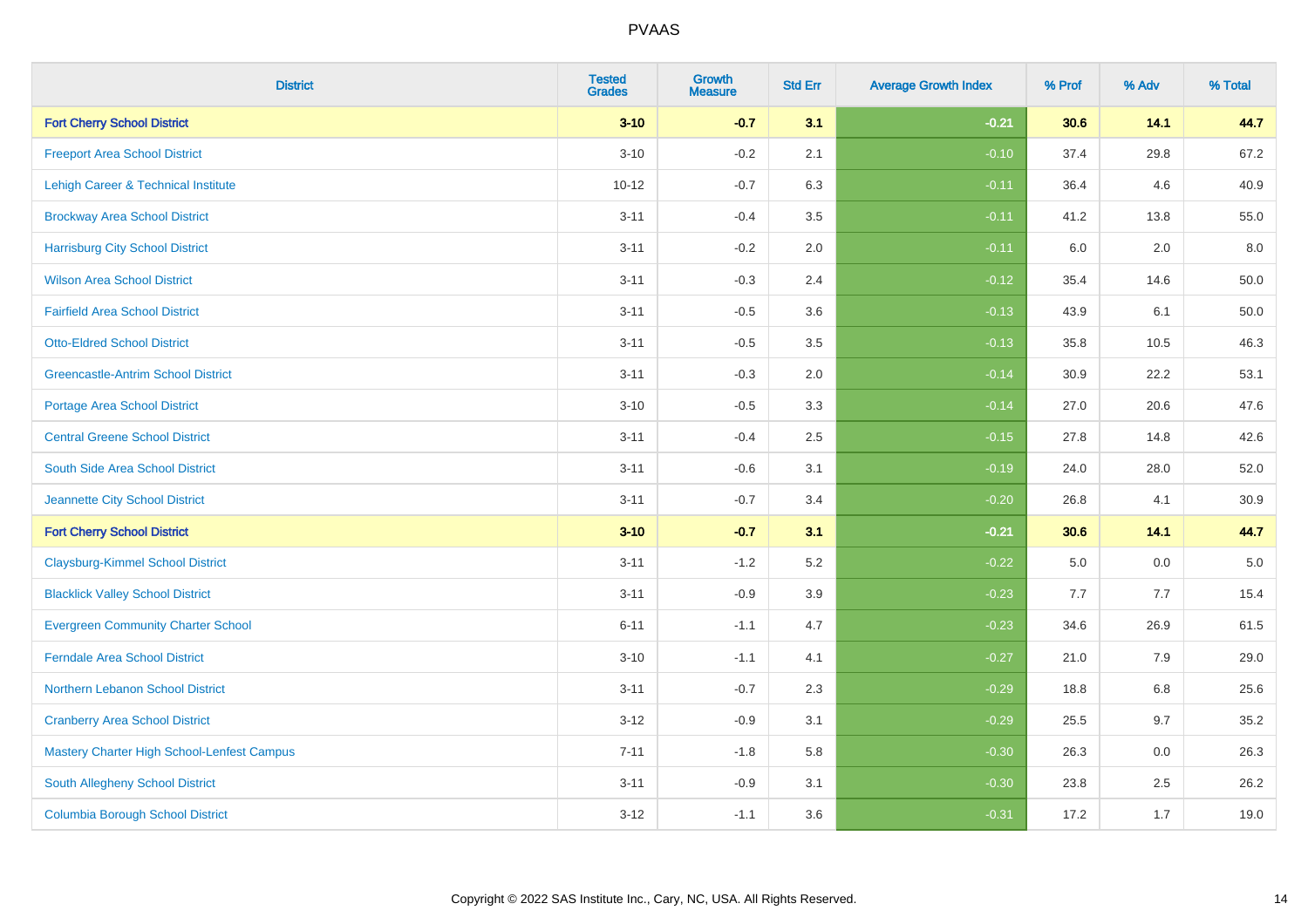| District | Tested Grades | Growth Measure | Std Err | Average Growth Index | % Prof | % Adv | % Total |
|---|---|---|---|---|---|---|---|
| **Fort Cherry School District** | **3-10** | **-0.7** | **3.1** | **-0.21** | **30.6** | **14.1** | **44.7** |
| Freeport Area School District | 3-10 | -0.2 | 2.1 | -0.10 | 37.4 | 29.8 | 67.2 |
| Lehigh Career & Technical Institute | 10-12 | -0.7 | 6.3 | -0.11 | 36.4 | 4.6 | 40.9 |
| Brockway Area School District | 3-11 | -0.4 | 3.5 | -0.11 | 41.2 | 13.8 | 55.0 |
| Harrisburg City School District | 3-11 | -0.2 | 2.0 | -0.11 | 6.0 | 2.0 | 8.0 |
| Wilson Area School District | 3-11 | -0.3 | 2.4 | -0.12 | 35.4 | 14.6 | 50.0 |
| Fairfield Area School District | 3-11 | -0.5 | 3.6 | -0.13 | 43.9 | 6.1 | 50.0 |
| Otto-Eldred School District | 3-11 | -0.5 | 3.5 | -0.13 | 35.8 | 10.5 | 46.3 |
| Greencastle-Antrim School District | 3-11 | -0.3 | 2.0 | -0.14 | 30.9 | 22.2 | 53.1 |
| Portage Area School District | 3-10 | -0.5 | 3.3 | -0.14 | 27.0 | 20.6 | 47.6 |
| Central Greene School District | 3-11 | -0.4 | 2.5 | -0.15 | 27.8 | 14.8 | 42.6 |
| South Side Area School District | 3-11 | -0.6 | 3.1 | -0.19 | 24.0 | 28.0 | 52.0 |
| Jeannette City School District | 3-11 | -0.7 | 3.4 | -0.20 | 26.8 | 4.1 | 30.9 |
| **Fort Cherry School District** | **3-10** | **-0.7** | **3.1** | **-0.21** | **30.6** | **14.1** | **44.7** |
| Claysburg-Kimmel School District | 3-11 | -1.2 | 5.2 | -0.22 | 5.0 | 0.0 | 5.0 |
| Blacklick Valley School District | 3-11 | -0.9 | 3.9 | -0.23 | 7.7 | 7.7 | 15.4 |
| Evergreen Community Charter School | 6-11 | -1.1 | 4.7 | -0.23 | 34.6 | 26.9 | 61.5 |
| Ferndale Area School District | 3-10 | -1.1 | 4.1 | -0.27 | 21.0 | 7.9 | 29.0 |
| Northern Lebanon School District | 3-11 | -0.7 | 2.3 | -0.29 | 18.8 | 6.8 | 25.6 |
| Cranberry Area School District | 3-12 | -0.9 | 3.1 | -0.29 | 25.5 | 9.7 | 35.2 |
| Mastery Charter High School-Lenfest Campus | 7-11 | -1.8 | 5.8 | -0.30 | 26.3 | 0.0 | 26.3 |
| South Allegheny School District | 3-11 | -0.9 | 3.1 | -0.30 | 23.8 | 2.5 | 26.2 |
| Columbia Borough School District | 3-12 | -1.1 | 3.6 | -0.31 | 17.2 | 1.7 | 19.0 |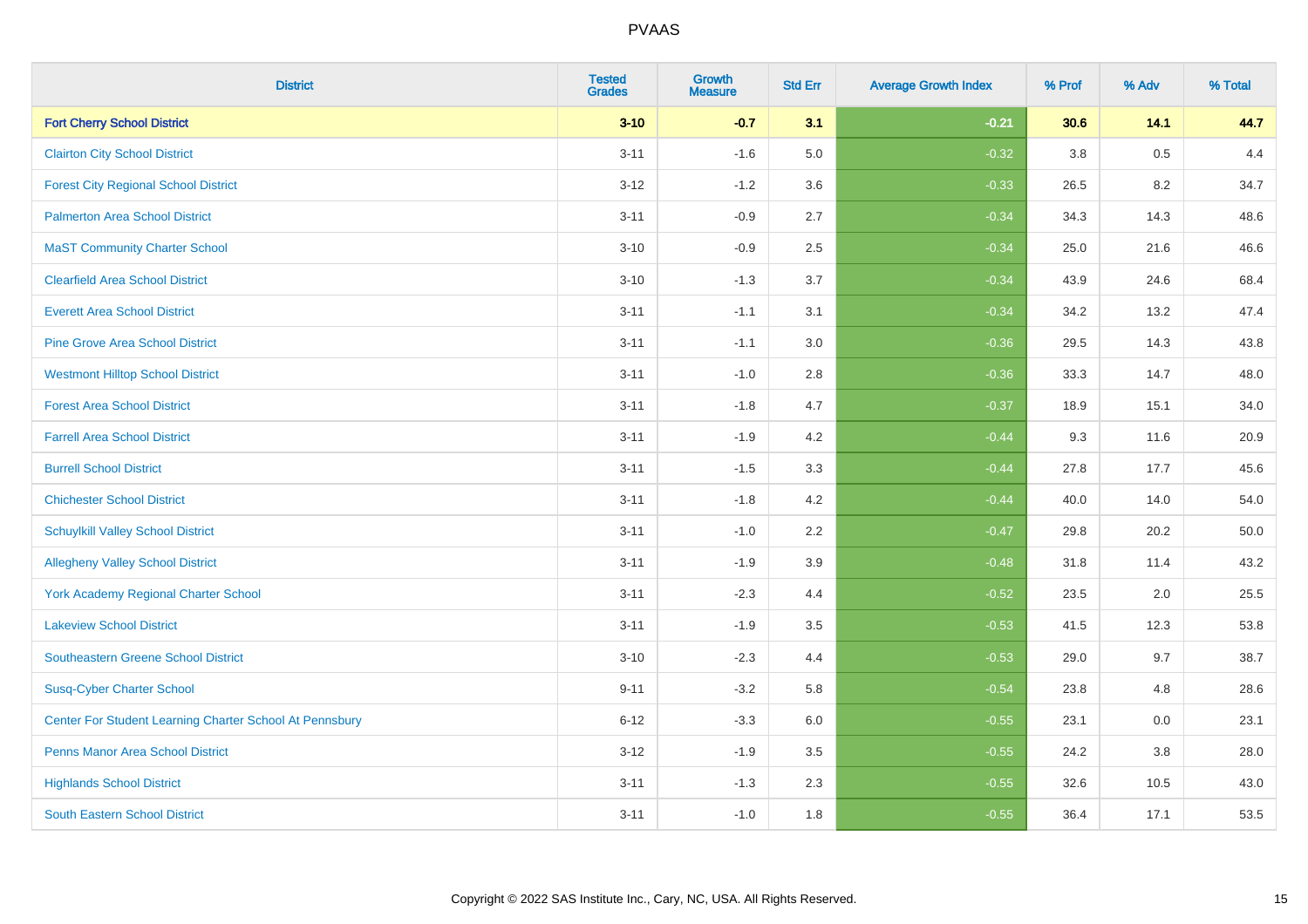# PVAAS

| District | Tested Grades | Growth Measure | Std Err | Average Growth Index | % Prof | % Adv | % Total |
|---|---|---|---|---|---|---|---|
| **Fort Cherry School District** | **3-10** | **-0.7** | **3.1** | **-0.21** | **30.6** | **14.1** | **44.7** |
| Clairton City School District | 3-11 | -1.6 | 5.0 | -0.32 | 3.8 | 0.5 | 4.4 |
| Forest City Regional School District | 3-12 | -1.2 | 3.6 | -0.33 | 26.5 | 8.2 | 34.7 |
| Palmerton Area School District | 3-11 | -0.9 | 2.7 | -0.34 | 34.3 | 14.3 | 48.6 |
| MaST Community Charter School | 3-10 | -0.9 | 2.5 | -0.34 | 25.0 | 21.6 | 46.6 |
| Clearfield Area School District | 3-10 | -1.3 | 3.7 | -0.34 | 43.9 | 24.6 | 68.4 |
| Everett Area School District | 3-11 | -1.1 | 3.1 | -0.34 | 34.2 | 13.2 | 47.4 |
| Pine Grove Area School District | 3-11 | -1.1 | 3.0 | -0.36 | 29.5 | 14.3 | 43.8 |
| Westmont Hilltop School District | 3-11 | -1.0 | 2.8 | -0.36 | 33.3 | 14.7 | 48.0 |
| Forest Area School District | 3-11 | -1.8 | 4.7 | -0.37 | 18.9 | 15.1 | 34.0 |
| Farrell Area School District | 3-11 | -1.9 | 4.2 | -0.44 | 9.3 | 11.6 | 20.9 |
| Burrell School District | 3-11 | -1.5 | 3.3 | -0.44 | 27.8 | 17.7 | 45.6 |
| Chichester School District | 3-11 | -1.8 | 4.2 | -0.44 | 40.0 | 14.0 | 54.0 |
| Schuylkill Valley School District | 3-11 | -1.0 | 2.2 | -0.47 | 29.8 | 20.2 | 50.0 |
| Allegheny Valley School District | 3-11 | -1.9 | 3.9 | -0.48 | 31.8 | 11.4 | 43.2 |
| York Academy Regional Charter School | 3-11 | -2.3 | 4.4 | -0.52 | 23.5 | 2.0 | 25.5 |
| Lakeview School District | 3-11 | -1.9 | 3.5 | -0.53 | 41.5 | 12.3 | 53.8 |
| Southeastern Greene School District | 3-10 | -2.3 | 4.4 | -0.53 | 29.0 | 9.7 | 38.7 |
| Susq-Cyber Charter School | 9-11 | -3.2 | 5.8 | -0.54 | 23.8 | 4.8 | 28.6 |
| Center For Student Learning Charter School At Pennsbury | 6-12 | -3.3 | 6.0 | -0.55 | 23.1 | 0.0 | 23.1 |
| Penns Manor Area School District | 3-12 | -1.9 | 3.5 | -0.55 | 24.2 | 3.8 | 28.0 |
| Highlands School District | 3-11 | -1.3 | 2.3 | -0.55 | 32.6 | 10.5 | 43.0 |
| South Eastern School District | 3-11 | -1.0 | 1.8 | -0.55 | 36.4 | 17.1 | 53.5 |

Copyright © 2022 SAS Institute Inc., Cary, NC, USA. All Rights Reserved.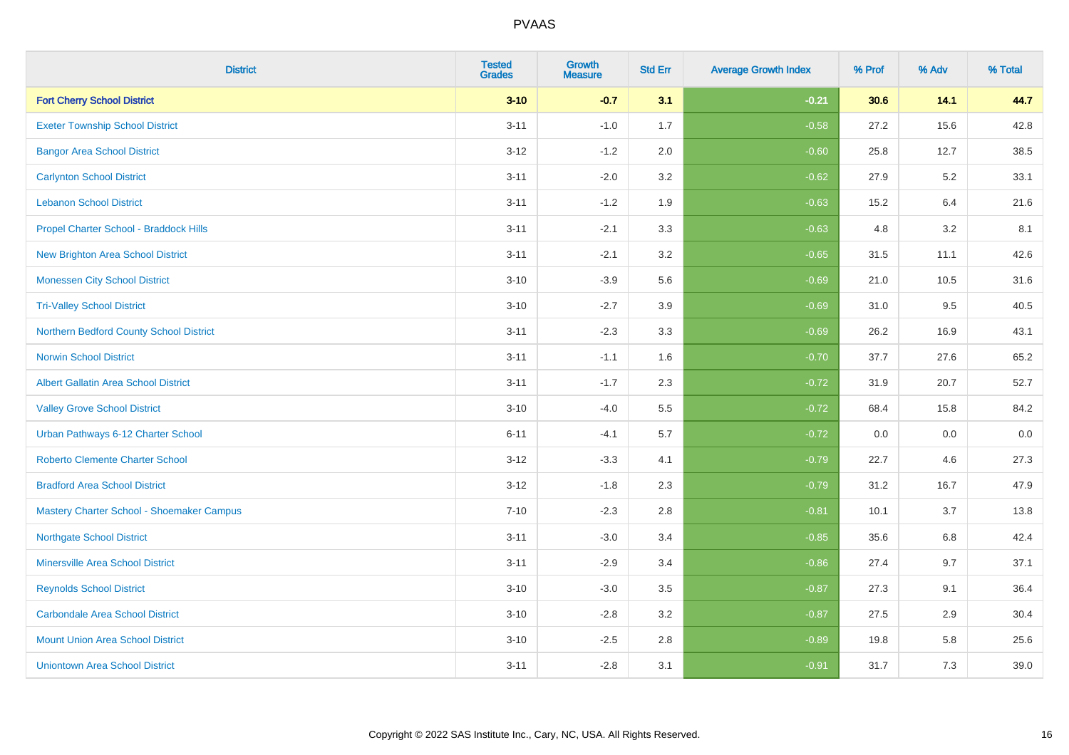| District | Tested Grades | Growth Measure | Std Err | Average Growth Index | % Prof | % Adv | % Total |
|---|---|---|---|---|---|---|---|
| **Fort Cherry School District** | **3-10** | **-0.7** | **3.1** | **-0.21** | **30.6** | **14.1** | **44.7** |
| Exeter Township School District | 3-11 | -1.0 | 1.7 | -0.58 | 27.2 | 15.6 | 42.8 |
| Bangor Area School District | 3-12 | -1.2 | 2.0 | -0.60 | 25.8 | 12.7 | 38.5 |
| Carlynton School District | 3-11 | -2.0 | 3.2 | -0.62 | 27.9 | 5.2 | 33.1 |
| Lebanon School District | 3-11 | -1.2 | 1.9 | -0.63 | 15.2 | 6.4 | 21.6 |
| Propel Charter School - Braddock Hills | 3-11 | -2.1 | 3.3 | -0.63 | 4.8 | 3.2 | 8.1 |
| New Brighton Area School District | 3-11 | -2.1 | 3.2 | -0.65 | 31.5 | 11.1 | 42.6 |
| Monessen City School District | 3-10 | -3.9 | 5.6 | -0.69 | 21.0 | 10.5 | 31.6 |
| Tri-Valley School District | 3-10 | -2.7 | 3.9 | -0.69 | 31.0 | 9.5 | 40.5 |
| Northern Bedford County School District | 3-11 | -2.3 | 3.3 | -0.69 | 26.2 | 16.9 | 43.1 |
| Norwin School District | 3-11 | -1.1 | 1.6 | -0.70 | 37.7 | 27.6 | 65.2 |
| Albert Gallatin Area School District | 3-11 | -1.7 | 2.3 | -0.72 | 31.9 | 20.7 | 52.7 |
| Valley Grove School District | 3-10 | -4.0 | 5.5 | -0.72 | 68.4 | 15.8 | 84.2 |
| Urban Pathways 6-12 Charter School | 6-11 | -4.1 | 5.7 | -0.72 | 0.0 | 0.0 | 0.0 |
| Roberto Clemente Charter School | 3-12 | -3.3 | 4.1 | -0.79 | 22.7 | 4.6 | 27.3 |
| Bradford Area School District | 3-12 | -1.8 | 2.3 | -0.79 | 31.2 | 16.7 | 47.9 |
| Mastery Charter School - Shoemaker Campus | 7-10 | -2.3 | 2.8 | -0.81 | 10.1 | 3.7 | 13.8 |
| Northgate School District | 3-11 | -3.0 | 3.4 | -0.85 | 35.6 | 6.8 | 42.4 |
| Minersville Area School District | 3-11 | -2.9 | 3.4 | -0.86 | 27.4 | 9.7 | 37.1 |
| Reynolds School District | 3-10 | -3.0 | 3.5 | -0.87 | 27.3 | 9.1 | 36.4 |
| Carbondale Area School District | 3-10 | -2.8 | 3.2 | -0.87 | 27.5 | 2.9 | 30.4 |
| Mount Union Area School District | 3-10 | -2.5 | 2.8 | -0.89 | 19.8 | 5.8 | 25.6 |
| Uniontown Area School District | 3-11 | -2.8 | 3.1 | -0.91 | 31.7 | 7.3 | 39.0 |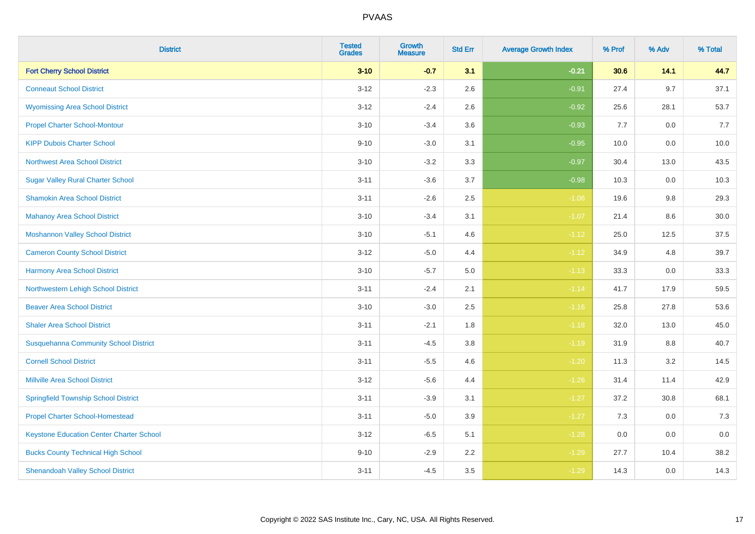| District | Tested Grades | Growth Measure | Std Err | Average Growth Index | % Prof | % Adv | % Total |
|---|---|---|---|---|---|---|---|
| **Fort Cherry School District** | **3-10** | **-0.7** | **3.1** | **-0.21** | **30.6** | **14.1** | **44.7** |
| Conneaut School District | 3-12 | -2.3 | 2.6 | -0.91 | 27.4 | 9.7 | 37.1 |
| Wyomissing Area School District | 3-12 | -2.4 | 2.6 | -0.92 | 25.6 | 28.1 | 53.7 |
| Propel Charter School-Montour | 3-10 | -3.4 | 3.6 | -0.93 | 7.7 | 0.0 | 7.7 |
| KIPP Dubois Charter School | 9-10 | -3.0 | 3.1 | -0.95 | 10.0 | 0.0 | 10.0 |
| Northwest Area School District | 3-10 | -3.2 | 3.3 | -0.97 | 30.4 | 13.0 | 43.5 |
| Sugar Valley Rural Charter School | 3-11 | -3.6 | 3.7 | -0.98 | 10.3 | 0.0 | 10.3 |
| Shamokin Area School District | 3-11 | -2.6 | 2.5 | -1.06 | 19.6 | 9.8 | 29.3 |
| Mahanoy Area School District | 3-10 | -3.4 | 3.1 | -1.07 | 21.4 | 8.6 | 30.0 |
| Moshannon Valley School District | 3-10 | -5.1 | 4.6 | -1.12 | 25.0 | 12.5 | 37.5 |
| Cameron County School District | 3-12 | -5.0 | 4.4 | -1.12 | 34.9 | 4.8 | 39.7 |
| Harmony Area School District | 3-10 | -5.7 | 5.0 | -1.13 | 33.3 | 0.0 | 33.3 |
| Northwestern Lehigh School District | 3-11 | -2.4 | 2.1 | -1.14 | 41.7 | 17.9 | 59.5 |
| Beaver Area School District | 3-10 | -3.0 | 2.5 | -1.16 | 25.8 | 27.8 | 53.6 |
| Shaler Area School District | 3-11 | -2.1 | 1.8 | -1.18 | 32.0 | 13.0 | 45.0 |
| Susquehanna Community School District | 3-11 | -4.5 | 3.8 | -1.19 | 31.9 | 8.8 | 40.7 |
| Cornell School District | 3-11 | -5.5 | 4.6 | -1.20 | 11.3 | 3.2 | 14.5 |
| Millville Area School District | 3-12 | -5.6 | 4.4 | -1.26 | 31.4 | 11.4 | 42.9 |
| Springfield Township School District | 3-11 | -3.9 | 3.1 | -1.27 | 37.2 | 30.8 | 68.1 |
| Propel Charter School-Homestead | 3-11 | -5.0 | 3.9 | -1.27 | 7.3 | 0.0 | 7.3 |
| Keystone Education Center Charter School | 3-12 | -6.5 | 5.1 | -1.28 | 0.0 | 0.0 | 0.0 |
| Bucks County Technical High School | 9-10 | -2.9 | 2.2 | -1.29 | 27.7 | 10.4 | 38.2 |
| Shenandoah Valley School District | 3-11 | -4.5 | 3.5 | -1.29 | 14.3 | 0.0 | 14.3 |

Copyright © 2022 SAS Institute Inc., Cary, NC, USA. All Rights Reserved.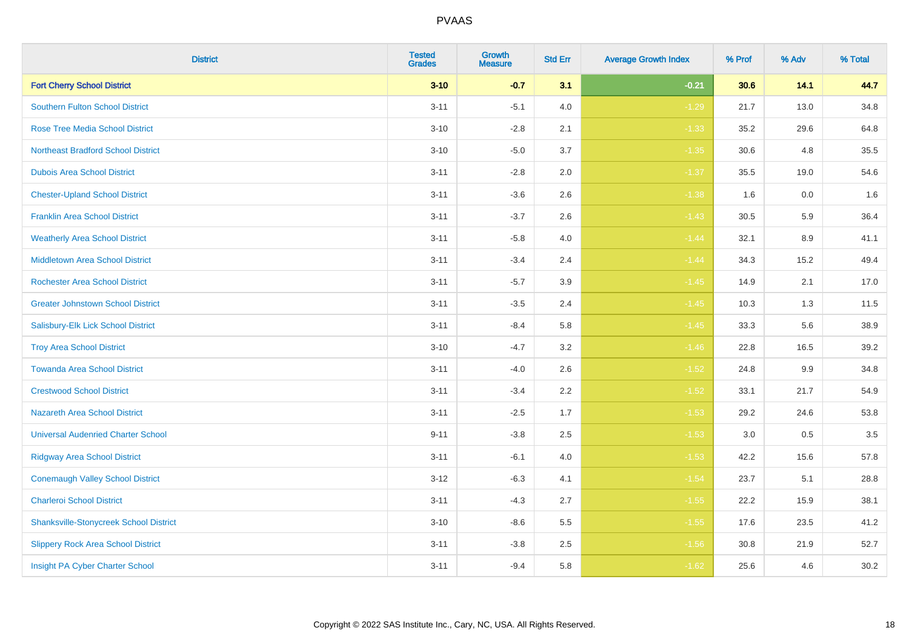PVAAS

| District | Tested Grades | Growth Measure | Std Err | Average Growth Index | % Prof | % Adv | % Total |
|---|---|---|---|---|---|---|---|
| **Fort Cherry School District** | **3-10** | **-0.7** | **3.1** | **-0.21** | **30.6** | **14.1** | **44.7** |
| Southern Fulton School District | 3-11 | -5.1 | 4.0 | -1.29 | 21.7 | 13.0 | 34.8 |
| Rose Tree Media School District | 3-10 | -2.8 | 2.1 | -1.33 | 35.2 | 29.6 | 64.8 |
| Northeast Bradford School District | 3-10 | -5.0 | 3.7 | -1.35 | 30.6 | 4.8 | 35.5 |
| Dubois Area School District | 3-11 | -2.8 | 2.0 | -1.37 | 35.5 | 19.0 | 54.6 |
| Chester-Upland School District | 3-11 | -3.6 | 2.6 | -1.38 | 1.6 | 0.0 | 1.6 |
| Franklin Area School District | 3-11 | -3.7 | 2.6 | -1.43 | 30.5 | 5.9 | 36.4 |
| Weatherly Area School District | 3-11 | -5.8 | 4.0 | -1.44 | 32.1 | 8.9 | 41.1 |
| Middletown Area School District | 3-11 | -3.4 | 2.4 | -1.44 | 34.3 | 15.2 | 49.4 |
| Rochester Area School District | 3-11 | -5.7 | 3.9 | -1.45 | 14.9 | 2.1 | 17.0 |
| Greater Johnstown School District | 3-11 | -3.5 | 2.4 | -1.45 | 10.3 | 1.3 | 11.5 |
| Salisbury-Elk Lick School District | 3-11 | -8.4 | 5.8 | -1.45 | 33.3 | 5.6 | 38.9 |
| Troy Area School District | 3-10 | -4.7 | 3.2 | -1.46 | 22.8 | 16.5 | 39.2 |
| Towanda Area School District | 3-11 | -4.0 | 2.6 | -1.52 | 24.8 | 9.9 | 34.8 |
| Crestwood School District | 3-11 | -3.4 | 2.2 | -1.52 | 33.1 | 21.7 | 54.9 |
| Nazareth Area School District | 3-11 | -2.5 | 1.7 | -1.53 | 29.2 | 24.6 | 53.8 |
| Universal Audenried Charter School | 9-11 | -3.8 | 2.5 | -1.53 | 3.0 | 0.5 | 3.5 |
| Ridgway Area School District | 3-11 | -6.1 | 4.0 | -1.53 | 42.2 | 15.6 | 57.8 |
| Conemaugh Valley School District | 3-12 | -6.3 | 4.1 | -1.54 | 23.7 | 5.1 | 28.8 |
| Charleroi School District | 3-11 | -4.3 | 2.7 | -1.55 | 22.2 | 15.9 | 38.1 |
| Shanksville-Stonycreek School District | 3-10 | -8.6 | 5.5 | -1.55 | 17.6 | 23.5 | 41.2 |
| Slippery Rock Area School District | 3-11 | -3.8 | 2.5 | -1.56 | 30.8 | 21.9 | 52.7 |
| Insight PA Cyber Charter School | 3-11 | -9.4 | 5.8 | -1.62 | 25.6 | 4.6 | 30.2 |

Copyright © 2022 SAS Institute Inc., Cary, NC, USA. All Rights Reserved.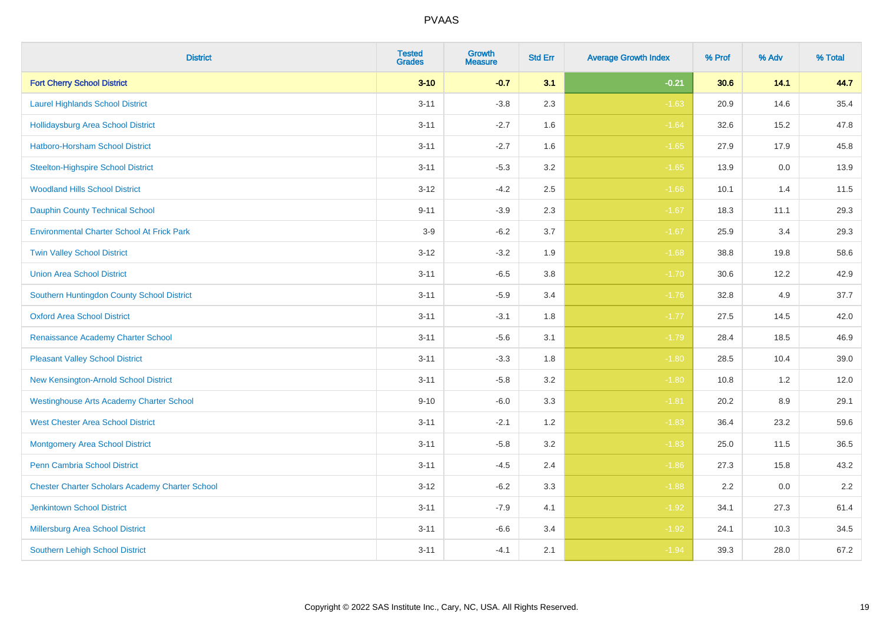| District | Tested Grades | Growth Measure | Std Err | Average Growth Index | % Prof | % Adv | % Total |
|---|---|---|---|---|---|---|---|
| **Fort Cherry School District** | **3-10** | **-0.7** | **3.1** | **-0.21** | **30.6** | **14.1** | **44.7** |
| Laurel Highlands School District | 3-11 | -3.8 | 2.3 | -1.63 | 20.9 | 14.6 | 35.4 |
| Hollidaysburg Area School District | 3-11 | -2.7 | 1.6 | -1.64 | 32.6 | 15.2 | 47.8 |
| Hatboro-Horsham School District | 3-11 | -2.7 | 1.6 | -1.65 | 27.9 | 17.9 | 45.8 |
| Steelton-Highspire School District | 3-11 | -5.3 | 3.2 | -1.65 | 13.9 | 0.0 | 13.9 |
| Woodland Hills School District | 3-12 | -4.2 | 2.5 | -1.66 | 10.1 | 1.4 | 11.5 |
| Dauphin County Technical School | 9-11 | -3.9 | 2.3 | -1.67 | 18.3 | 11.1 | 29.3 |
| Environmental Charter School At Frick Park | 3-9 | -6.2 | 3.7 | -1.67 | 25.9 | 3.4 | 29.3 |
| Twin Valley School District | 3-12 | -3.2 | 1.9 | -1.68 | 38.8 | 19.8 | 58.6 |
| Union Area School District | 3-11 | -6.5 | 3.8 | -1.70 | 30.6 | 12.2 | 42.9 |
| Southern Huntingdon County School District | 3-11 | -5.9 | 3.4 | -1.76 | 32.8 | 4.9 | 37.7 |
| Oxford Area School District | 3-11 | -3.1 | 1.8 | -1.77 | 27.5 | 14.5 | 42.0 |
| Renaissance Academy Charter School | 3-11 | -5.6 | 3.1 | -1.79 | 28.4 | 18.5 | 46.9 |
| Pleasant Valley School District | 3-11 | -3.3 | 1.8 | -1.80 | 28.5 | 10.4 | 39.0 |
| New Kensington-Arnold School District | 3-11 | -5.8 | 3.2 | -1.80 | 10.8 | 1.2 | 12.0 |
| Westinghouse Arts Academy Charter School | 9-10 | -6.0 | 3.3 | -1.81 | 20.2 | 8.9 | 29.1 |
| West Chester Area School District | 3-11 | -2.1 | 1.2 | -1.83 | 36.4 | 23.2 | 59.6 |
| Montgomery Area School District | 3-11 | -5.8 | 3.2 | -1.83 | 25.0 | 11.5 | 36.5 |
| Penn Cambria School District | 3-11 | -4.5 | 2.4 | -1.86 | 27.3 | 15.8 | 43.2 |
| Chester Charter Scholars Academy Charter School | 3-12 | -6.2 | 3.3 | -1.88 | 2.2 | 0.0 | 2.2 |
| Jenkintown School District | 3-11 | -7.9 | 4.1 | -1.92 | 34.1 | 27.3 | 61.4 |
| Millersburg Area School District | 3-11 | -6.6 | 3.4 | -1.92 | 24.1 | 10.3 | 34.5 |
| Southern Lehigh School District | 3-11 | -4.1 | 2.1 | -1.94 | 39.3 | 28.0 | 67.2 |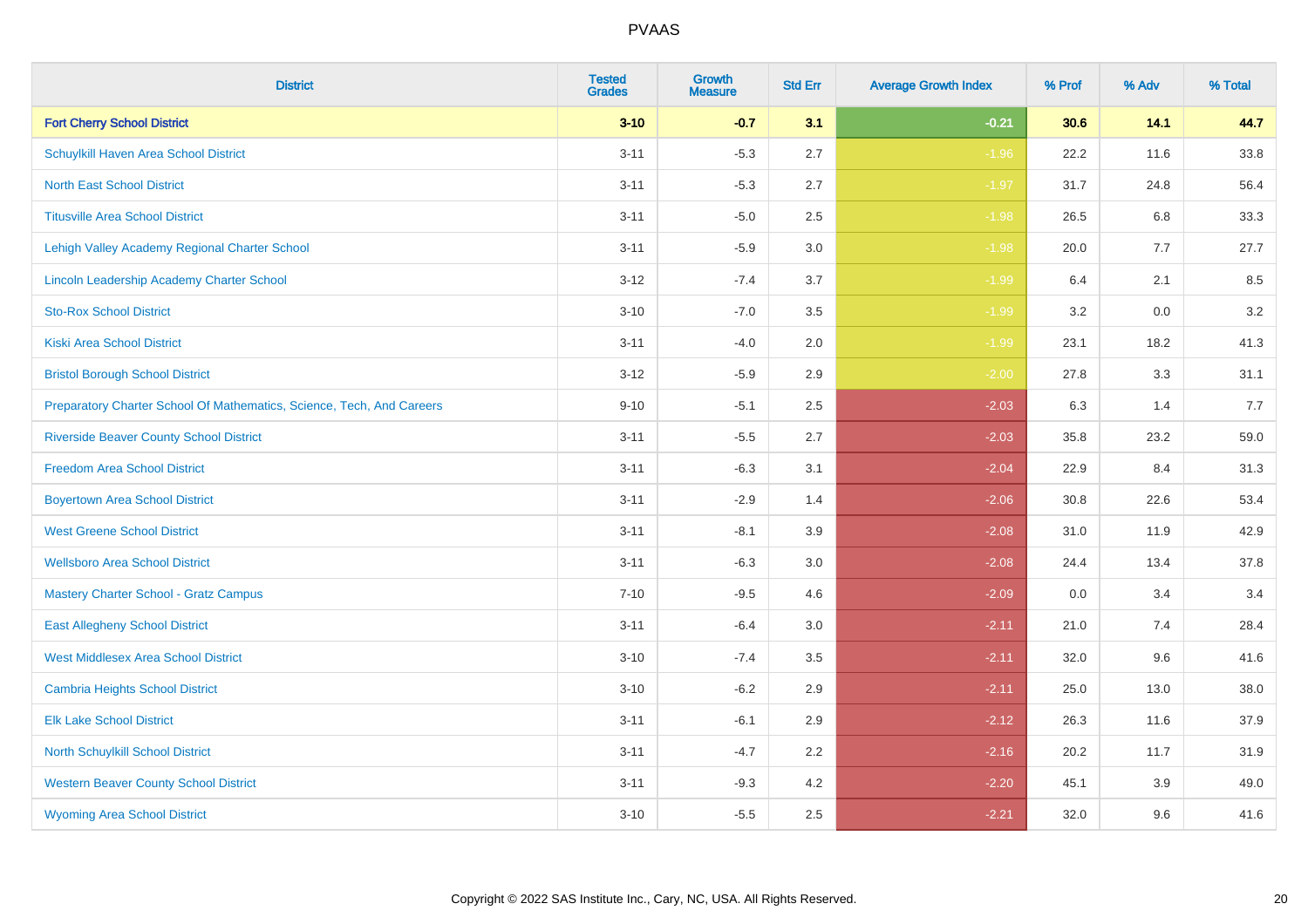PVAAS

| District | Tested Grades | Growth Measure | Std Err | Average Growth Index | % Prof | % Adv | % Total |
|---|---|---|---|---|---|---|---|
| **Fort Cherry School District** | **3-10** | **-0.7** | **3.1** | **-0.21** | **30.6** | **14.1** | **44.7** |
| Schuylkill Haven Area School District | 3-11 | -5.3 | 2.7 | -1.96 | 22.2 | 11.6 | 33.8 |
| North East School District | 3-11 | -5.3 | 2.7 | -1.97 | 31.7 | 24.8 | 56.4 |
| Titusville Area School District | 3-11 | -5.0 | 2.5 | -1.98 | 26.5 | 6.8 | 33.3 |
| Lehigh Valley Academy Regional Charter School | 3-11 | -5.9 | 3.0 | -1.98 | 20.0 | 7.7 | 27.7 |
| Lincoln Leadership Academy Charter School | 3-12 | -7.4 | 3.7 | -1.99 | 6.4 | 2.1 | 8.5 |
| Sto-Rox School District | 3-10 | -7.0 | 3.5 | -1.99 | 3.2 | 0.0 | 3.2 |
| Kiski Area School District | 3-11 | -4.0 | 2.0 | -1.99 | 23.1 | 18.2 | 41.3 |
| Bristol Borough School District | 3-12 | -5.9 | 2.9 | -2.00 | 27.8 | 3.3 | 31.1 |
| Preparatory Charter School Of Mathematics, Science, Tech, And Careers | 9-10 | -5.1 | 2.5 | -2.03 | 6.3 | 1.4 | 7.7 |
| Riverside Beaver County School District | 3-11 | -5.5 | 2.7 | -2.03 | 35.8 | 23.2 | 59.0 |
| Freedom Area School District | 3-11 | -6.3 | 3.1 | -2.04 | 22.9 | 8.4 | 31.3 |
| Boyertown Area School District | 3-11 | -2.9 | 1.4 | -2.06 | 30.8 | 22.6 | 53.4 |
| West Greene School District | 3-11 | -8.1 | 3.9 | -2.08 | 31.0 | 11.9 | 42.9 |
| Wellsboro Area School District | 3-11 | -6.3 | 3.0 | -2.08 | 24.4 | 13.4 | 37.8 |
| Mastery Charter School - Gratz Campus | 7-10 | -9.5 | 4.6 | -2.09 | 0.0 | 3.4 | 3.4 |
| East Allegheny School District | 3-11 | -6.4 | 3.0 | -2.11 | 21.0 | 7.4 | 28.4 |
| West Middlesex Area School District | 3-10 | -7.4 | 3.5 | -2.11 | 32.0 | 9.6 | 41.6 |
| Cambria Heights School District | 3-10 | -6.2 | 2.9 | -2.11 | 25.0 | 13.0 | 38.0 |
| Elk Lake School District | 3-11 | -6.1 | 2.9 | -2.12 | 26.3 | 11.6 | 37.9 |
| North Schuylkill School District | 3-11 | -4.7 | 2.2 | -2.16 | 20.2 | 11.7 | 31.9 |
| Western Beaver County School District | 3-11 | -9.3 | 4.2 | -2.20 | 45.1 | 3.9 | 49.0 |
| Wyoming Area School District | 3-10 | -5.5 | 2.5 | -2.21 | 32.0 | 9.6 | 41.6 |

Copyright © 2022 SAS Institute Inc., Cary, NC, USA. All Rights Reserved.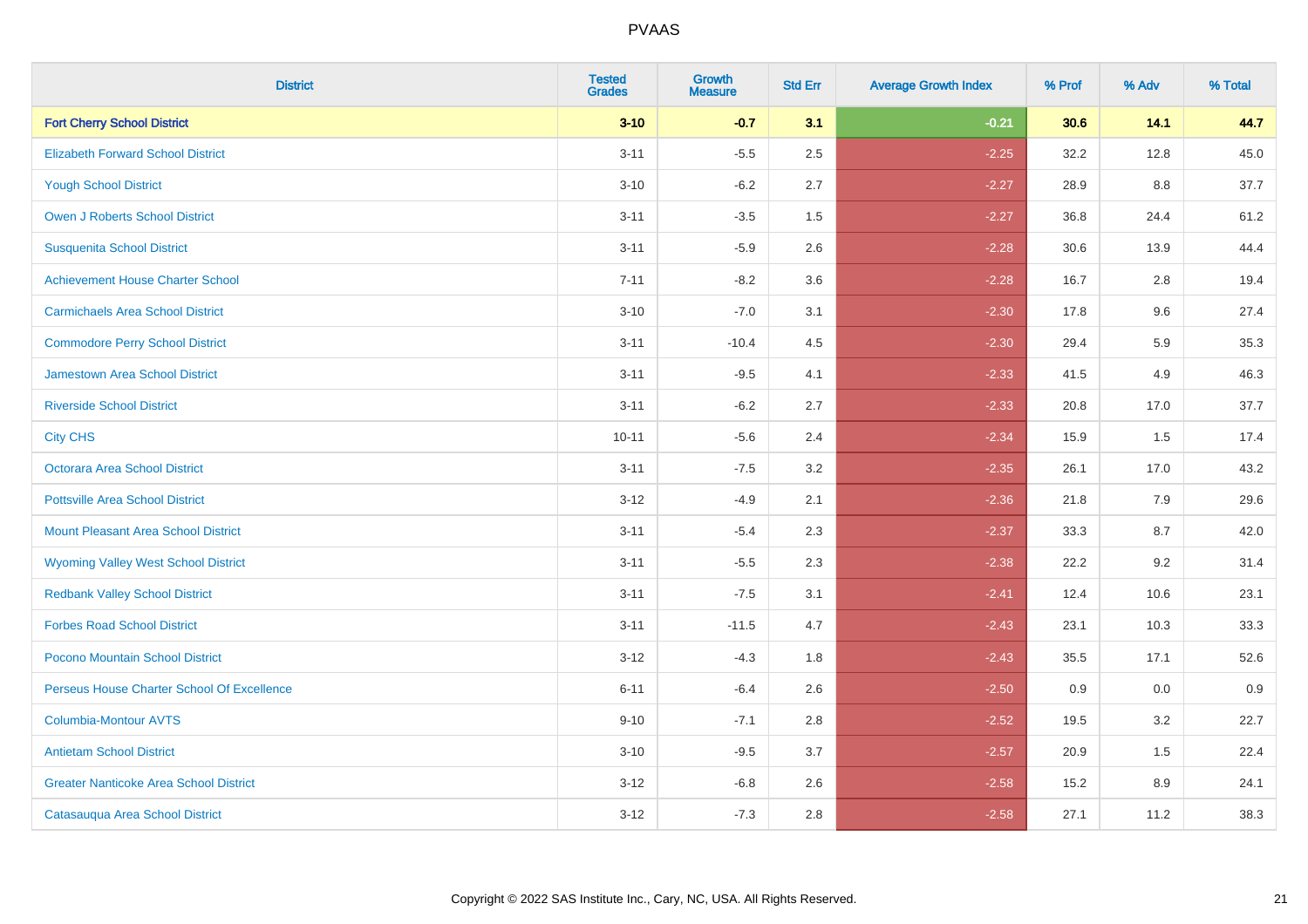# PVAAS

| District | Tested Grades | Growth Measure | Std Err | Average Growth Index | % Prof | % Adv | % Total |
|---|---|---|---|---|---|---|---|
| **Fort Cherry School District** | **3-10** | **-0.7** | **3.1** | **-0.21** | **30.6** | **14.1** | **44.7** |
| Elizabeth Forward School District | 3-11 | -5.5 | 2.5 | -2.25 | 32.2 | 12.8 | 45.0 |
| Yough School District | 3-10 | -6.2 | 2.7 | -2.27 | 28.9 | 8.8 | 37.7 |
| Owen J Roberts School District | 3-11 | -3.5 | 1.5 | -2.27 | 36.8 | 24.4 | 61.2 |
| Susquenita School District | 3-11 | -5.9 | 2.6 | -2.28 | 30.6 | 13.9 | 44.4 |
| Achievement House Charter School | 7-11 | -8.2 | 3.6 | -2.28 | 16.7 | 2.8 | 19.4 |
| Carmichaels Area School District | 3-10 | -7.0 | 3.1 | -2.30 | 17.8 | 9.6 | 27.4 |
| Commodore Perry School District | 3-11 | -10.4 | 4.5 | -2.30 | 29.4 | 5.9 | 35.3 |
| Jamestown Area School District | 3-11 | -9.5 | 4.1 | -2.33 | 41.5 | 4.9 | 46.3 |
| Riverside School District | 3-11 | -6.2 | 2.7 | -2.33 | 20.8 | 17.0 | 37.7 |
| City CHS | 10-11 | -5.6 | 2.4 | -2.34 | 15.9 | 1.5 | 17.4 |
| Octorara Area School District | 3-11 | -7.5 | 3.2 | -2.35 | 26.1 | 17.0 | 43.2 |
| Pottsville Area School District | 3-12 | -4.9 | 2.1 | -2.36 | 21.8 | 7.9 | 29.6 |
| Mount Pleasant Area School District | 3-11 | -5.4 | 2.3 | -2.37 | 33.3 | 8.7 | 42.0 |
| Wyoming Valley West School District | 3-11 | -5.5 | 2.3 | -2.38 | 22.2 | 9.2 | 31.4 |
| Redbank Valley School District | 3-11 | -7.5 | 3.1 | -2.41 | 12.4 | 10.6 | 23.1 |
| Forbes Road School District | 3-11 | -11.5 | 4.7 | -2.43 | 23.1 | 10.3 | 33.3 |
| Pocono Mountain School District | 3-12 | -4.3 | 1.8 | -2.43 | 35.5 | 17.1 | 52.6 |
| Perseus House Charter School Of Excellence | 6-11 | -6.4 | 2.6 | -2.50 | 0.9 | 0.0 | 0.9 |
| Columbia-Montour AVTS | 9-10 | -7.1 | 2.8 | -2.52 | 19.5 | 3.2 | 22.7 |
| Antietam School District | 3-10 | -9.5 | 3.7 | -2.57 | 20.9 | 1.5 | 22.4 |
| Greater Nanticoke Area School District | 3-12 | -6.8 | 2.6 | -2.58 | 15.2 | 8.9 | 24.1 |
| Catasauqua Area School District | 3-12 | -7.3 | 2.8 | -2.58 | 27.1 | 11.2 | 38.3 |

Copyright © 2022 SAS Institute Inc., Cary, NC, USA. All Rights Reserved.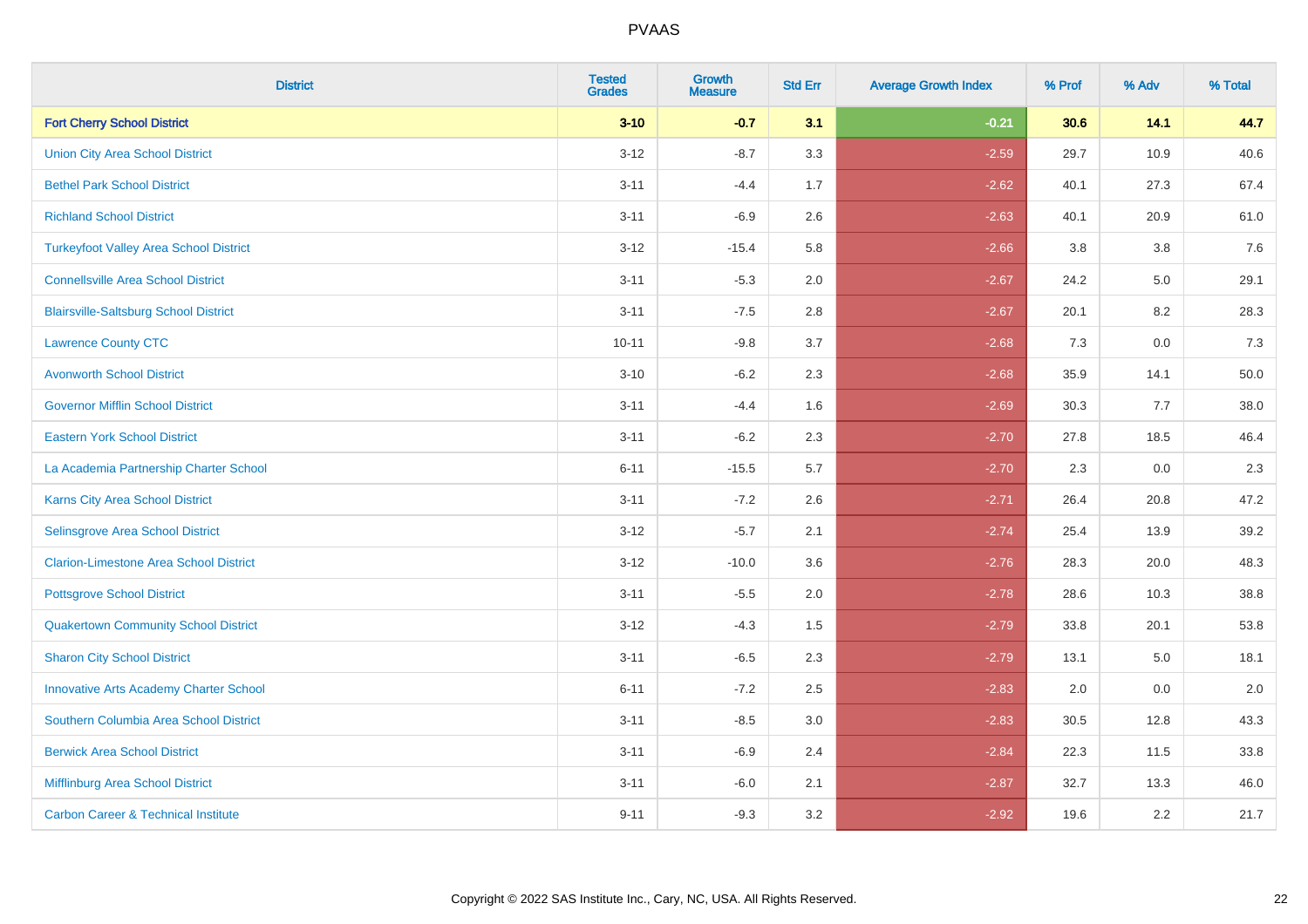# PVAAS

| District | Tested Grades | Growth Measure | Std Err | Average Growth Index | % Prof | % Adv | % Total |
|---|---|---|---|---|---|---|---|
| **Fort Cherry School District** | **3-10** | **-0.7** | **3.1** | **-0.21** | **30.6** | **14.1** | **44.7** |
| Union City Area School District | 3-12 | -8.7 | 3.3 | -2.59 | 29.7 | 10.9 | 40.6 |
| Bethel Park School District | 3-11 | -4.4 | 1.7 | -2.62 | 40.1 | 27.3 | 67.4 |
| Richland School District | 3-11 | -6.9 | 2.6 | -2.63 | 40.1 | 20.9 | 61.0 |
| Turkeyfoot Valley Area School District | 3-12 | -15.4 | 5.8 | -2.66 | 3.8 | 3.8 | 7.6 |
| Connellsville Area School District | 3-11 | -5.3 | 2.0 | -2.67 | 24.2 | 5.0 | 29.1 |
| Blairsville-Saltsburg School District | 3-11 | -7.5 | 2.8 | -2.67 | 20.1 | 8.2 | 28.3 |
| Lawrence County CTC | 10-11 | -9.8 | 3.7 | -2.68 | 7.3 | 0.0 | 7.3 |
| Avonworth School District | 3-10 | -6.2 | 2.3 | -2.68 | 35.9 | 14.1 | 50.0 |
| Governor Mifflin School District | 3-11 | -4.4 | 1.6 | -2.69 | 30.3 | 7.7 | 38.0 |
| Eastern York School District | 3-11 | -6.2 | 2.3 | -2.70 | 27.8 | 18.5 | 46.4 |
| La Academia Partnership Charter School | 6-11 | -15.5 | 5.7 | -2.70 | 2.3 | 0.0 | 2.3 |
| Karns City Area School District | 3-11 | -7.2 | 2.6 | -2.71 | 26.4 | 20.8 | 47.2 |
| Selinsgrove Area School District | 3-12 | -5.7 | 2.1 | -2.74 | 25.4 | 13.9 | 39.2 |
| Clarion-Limestone Area School District | 3-12 | -10.0 | 3.6 | -2.76 | 28.3 | 20.0 | 48.3 |
| Pottsgrove School District | 3-11 | -5.5 | 2.0 | -2.78 | 28.6 | 10.3 | 38.8 |
| Quakertown Community School District | 3-12 | -4.3 | 1.5 | -2.79 | 33.8 | 20.1 | 53.8 |
| Sharon City School District | 3-11 | -6.5 | 2.3 | -2.79 | 13.1 | 5.0 | 18.1 |
| Innovative Arts Academy Charter School | 6-11 | -7.2 | 2.5 | -2.83 | 2.0 | 0.0 | 2.0 |
| Southern Columbia Area School District | 3-11 | -8.5 | 3.0 | -2.83 | 30.5 | 12.8 | 43.3 |
| Berwick Area School District | 3-11 | -6.9 | 2.4 | -2.84 | 22.3 | 11.5 | 33.8 |
| Mifflinburg Area School District | 3-11 | -6.0 | 2.1 | -2.87 | 32.7 | 13.3 | 46.0 |
| Carbon Career & Technical Institute | 9-11 | -9.3 | 3.2 | -2.92 | 19.6 | 2.2 | 21.7 |

Copyright © 2022 SAS Institute Inc., Cary, NC, USA. All Rights Reserved.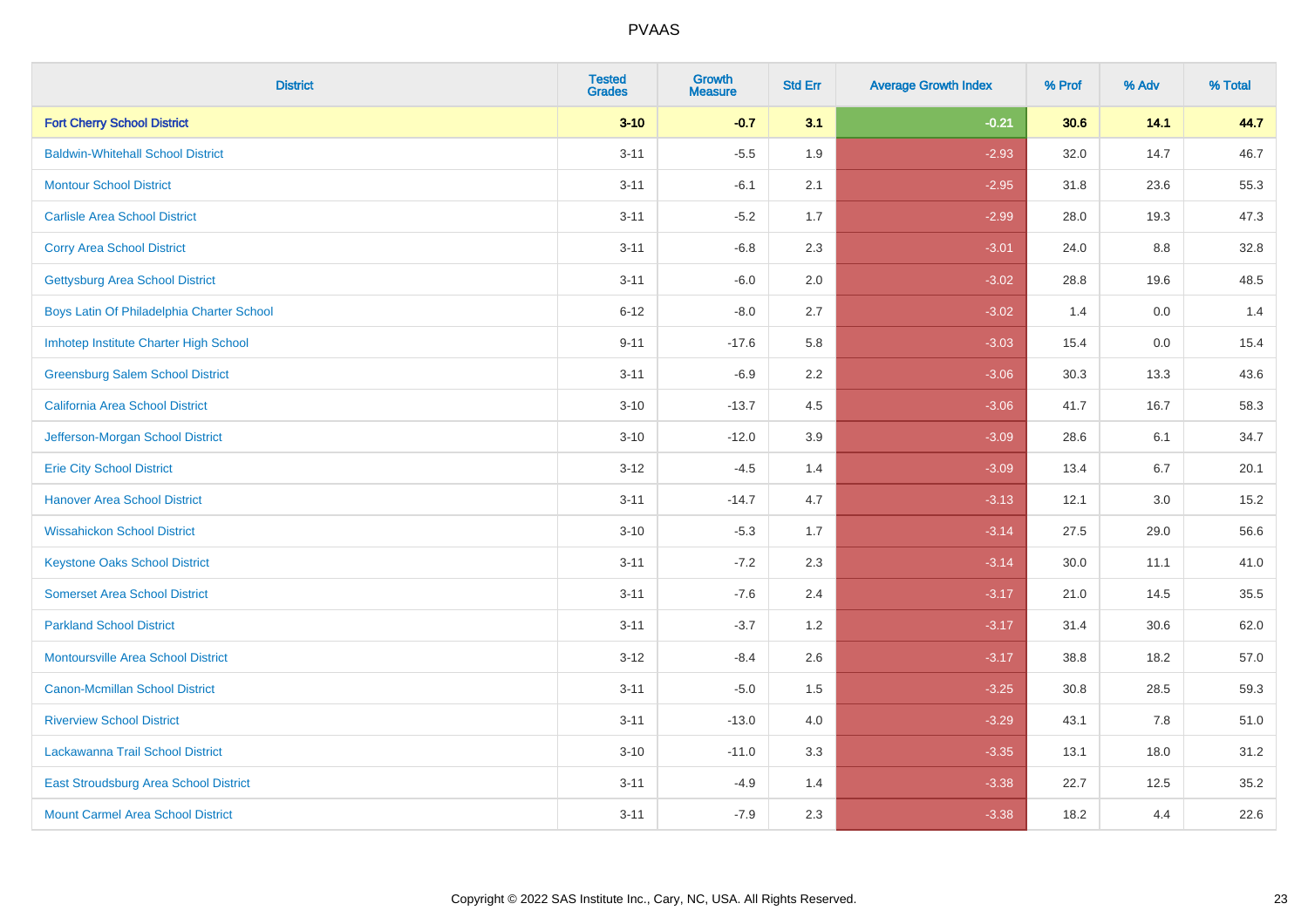# PVAAS

| District | Tested Grades | Growth Measure | Std Err | Average Growth Index | % Prof | % Adv | % Total |
|---|---|---|---|---|---|---|---|
| **Fort Cherry School District** | **3-10** | **-0.7** | **3.1** | **-0.21** | **30.6** | **14.1** | **44.7** |
| Baldwin-Whitehall School District | 3-11 | -5.5 | 1.9 | -2.93 | 32.0 | 14.7 | 46.7 |
| Montour School District | 3-11 | -6.1 | 2.1 | -2.95 | 31.8 | 23.6 | 55.3 |
| Carlisle Area School District | 3-11 | -5.2 | 1.7 | -2.99 | 28.0 | 19.3 | 47.3 |
| Corry Area School District | 3-11 | -6.8 | 2.3 | -3.01 | 24.0 | 8.8 | 32.8 |
| Gettysburg Area School District | 3-11 | -6.0 | 2.0 | -3.02 | 28.8 | 19.6 | 48.5 |
| Boys Latin Of Philadelphia Charter School | 6-12 | -8.0 | 2.7 | -3.02 | 1.4 | 0.0 | 1.4 |
| Imhotep Institute Charter High School | 9-11 | -17.6 | 5.8 | -3.03 | 15.4 | 0.0 | 15.4 |
| Greensburg Salem School District | 3-11 | -6.9 | 2.2 | -3.06 | 30.3 | 13.3 | 43.6 |
| California Area School District | 3-10 | -13.7 | 4.5 | -3.06 | 41.7 | 16.7 | 58.3 |
| Jefferson-Morgan School District | 3-10 | -12.0 | 3.9 | -3.09 | 28.6 | 6.1 | 34.7 |
| Erie City School District | 3-12 | -4.5 | 1.4 | -3.09 | 13.4 | 6.7 | 20.1 |
| Hanover Area School District | 3-11 | -14.7 | 4.7 | -3.13 | 12.1 | 3.0 | 15.2 |
| Wissahickon School District | 3-10 | -5.3 | 1.7 | -3.14 | 27.5 | 29.0 | 56.6 |
| Keystone Oaks School District | 3-11 | -7.2 | 2.3 | -3.14 | 30.0 | 11.1 | 41.0 |
| Somerset Area School District | 3-11 | -7.6 | 2.4 | -3.17 | 21.0 | 14.5 | 35.5 |
| Parkland School District | 3-11 | -3.7 | 1.2 | -3.17 | 31.4 | 30.6 | 62.0 |
| Montoursville Area School District | 3-12 | -8.4 | 2.6 | -3.17 | 38.8 | 18.2 | 57.0 |
| Canon-Mcmillan School District | 3-11 | -5.0 | 1.5 | -3.25 | 30.8 | 28.5 | 59.3 |
| Riverview School District | 3-11 | -13.0 | 4.0 | -3.29 | 43.1 | 7.8 | 51.0 |
| Lackawanna Trail School District | 3-10 | -11.0 | 3.3 | -3.35 | 13.1 | 18.0 | 31.2 |
| East Stroudsburg Area School District | 3-11 | -4.9 | 1.4 | -3.38 | 22.7 | 12.5 | 35.2 |
| Mount Carmel Area School District | 3-11 | -7.9 | 2.3 | -3.38 | 18.2 | 4.4 | 22.6 |

Copyright © 2022 SAS Institute Inc., Cary, NC, USA. All Rights Reserved.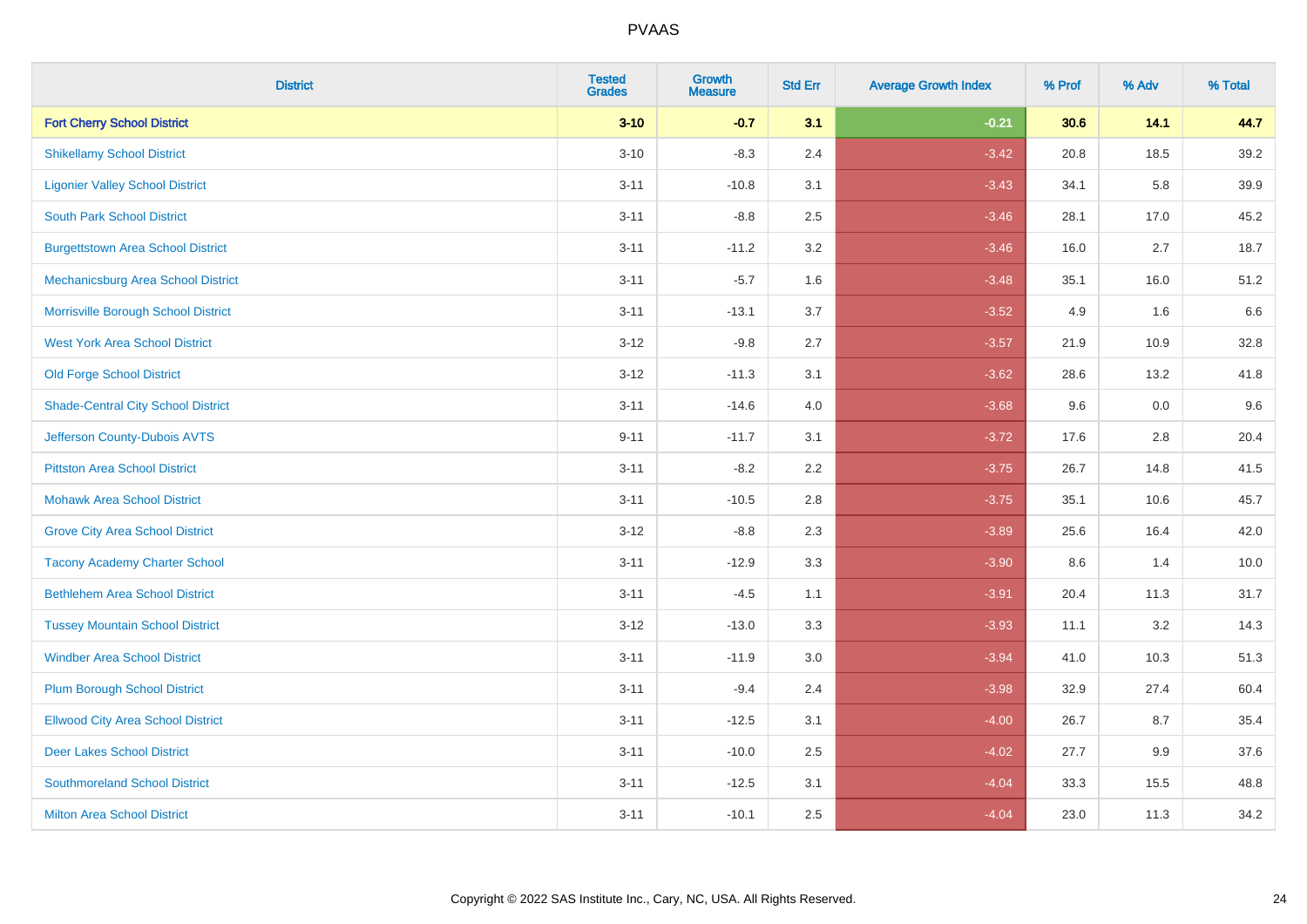# PVAAS

| District | Tested Grades | Growth Measure | Std Err | Average Growth Index | % Prof | % Adv | % Total |
|---|---|---|---|---|---|---|---|
| **Fort Cherry School District** | **3-10** | **-0.7** | **3.1** | **-0.21** | **30.6** | **14.1** | **44.7** |
| Shikellamy School District | 3-10 | -8.3 | 2.4 | -3.42 | 20.8 | 18.5 | 39.2 |
| Ligonier Valley School District | 3-11 | -10.8 | 3.1 | -3.43 | 34.1 | 5.8 | 39.9 |
| South Park School District | 3-11 | -8.8 | 2.5 | -3.46 | 28.1 | 17.0 | 45.2 |
| Burgettstown Area School District | 3-11 | -11.2 | 3.2 | -3.46 | 16.0 | 2.7 | 18.7 |
| Mechanicsburg Area School District | 3-11 | -5.7 | 1.6 | -3.48 | 35.1 | 16.0 | 51.2 |
| Morrisville Borough School District | 3-11 | -13.1 | 3.7 | -3.52 | 4.9 | 1.6 | 6.6 |
| West York Area School District | 3-12 | -9.8 | 2.7 | -3.57 | 21.9 | 10.9 | 32.8 |
| Old Forge School District | 3-12 | -11.3 | 3.1 | -3.62 | 28.6 | 13.2 | 41.8 |
| Shade-Central City School District | 3-11 | -14.6 | 4.0 | -3.68 | 9.6 | 0.0 | 9.6 |
| Jefferson County-Dubois AVTS | 9-11 | -11.7 | 3.1 | -3.72 | 17.6 | 2.8 | 20.4 |
| Pittston Area School District | 3-11 | -8.2 | 2.2 | -3.75 | 26.7 | 14.8 | 41.5 |
| Mohawk Area School District | 3-11 | -10.5 | 2.8 | -3.75 | 35.1 | 10.6 | 45.7 |
| Grove City Area School District | 3-12 | -8.8 | 2.3 | -3.89 | 25.6 | 16.4 | 42.0 |
| Tacony Academy Charter School | 3-11 | -12.9 | 3.3 | -3.90 | 8.6 | 1.4 | 10.0 |
| Bethlehem Area School District | 3-11 | -4.5 | 1.1 | -3.91 | 20.4 | 11.3 | 31.7 |
| Tussey Mountain School District | 3-12 | -13.0 | 3.3 | -3.93 | 11.1 | 3.2 | 14.3 |
| Windber Area School District | 3-11 | -11.9 | 3.0 | -3.94 | 41.0 | 10.3 | 51.3 |
| Plum Borough School District | 3-11 | -9.4 | 2.4 | -3.98 | 32.9 | 27.4 | 60.4 |
| Ellwood City Area School District | 3-11 | -12.5 | 3.1 | -4.00 | 26.7 | 8.7 | 35.4 |
| Deer Lakes School District | 3-11 | -10.0 | 2.5 | -4.02 | 27.7 | 9.9 | 37.6 |
| Southmoreland School District | 3-11 | -12.5 | 3.1 | -4.04 | 33.3 | 15.5 | 48.8 |
| Milton Area School District | 3-11 | -10.1 | 2.5 | -4.04 | 23.0 | 11.3 | 34.2 |

Copyright © 2022 SAS Institute Inc., Cary, NC, USA. All Rights Reserved.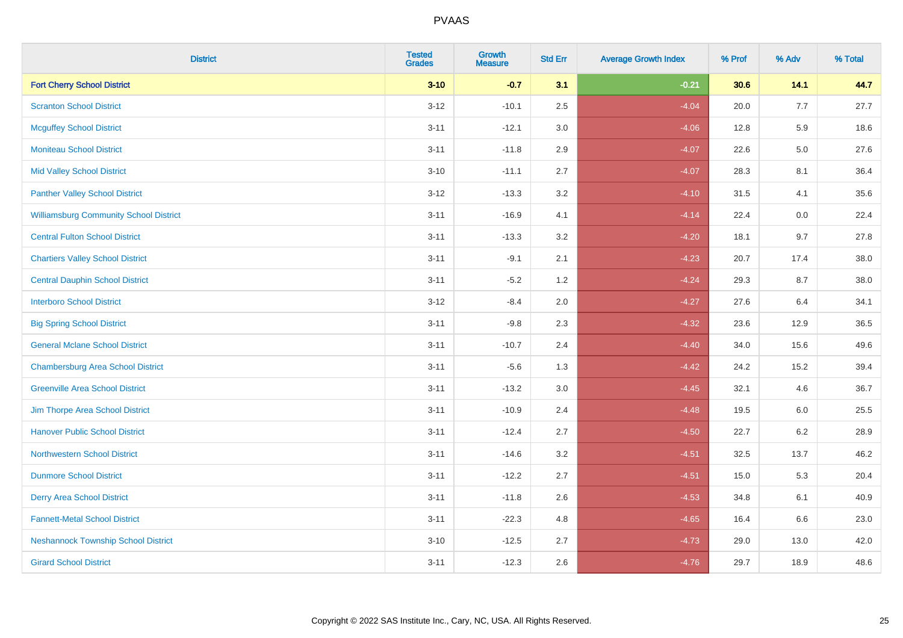| District | Tested Grades | Growth Measure | Std Err | Average Growth Index | % Prof | % Adv | % Total |
|---|---|---|---|---|---|---|---|
| **Fort Cherry School District** | **3-10** | **-0.7** | **3.1** | **-0.21** | **30.6** | **14.1** | **44.7** |
| Scranton School District | 3-12 | -10.1 | 2.5 | -4.04 | 20.0 | 7.7 | 27.7 |
| Mcguffey School District | 3-11 | -12.1 | 3.0 | -4.06 | 12.8 | 5.9 | 18.6 |
| Moniteau School District | 3-11 | -11.8 | 2.9 | -4.07 | 22.6 | 5.0 | 27.6 |
| Mid Valley School District | 3-10 | -11.1 | 2.7 | -4.07 | 28.3 | 8.1 | 36.4 |
| Panther Valley School District | 3-12 | -13.3 | 3.2 | -4.10 | 31.5 | 4.1 | 35.6 |
| Williamsburg Community School District | 3-11 | -16.9 | 4.1 | -4.14 | 22.4 | 0.0 | 22.4 |
| Central Fulton School District | 3-11 | -13.3 | 3.2 | -4.20 | 18.1 | 9.7 | 27.8 |
| Chartiers Valley School District | 3-11 | -9.1 | 2.1 | -4.23 | 20.7 | 17.4 | 38.0 |
| Central Dauphin School District | 3-11 | -5.2 | 1.2 | -4.24 | 29.3 | 8.7 | 38.0 |
| Interboro School District | 3-12 | -8.4 | 2.0 | -4.27 | 27.6 | 6.4 | 34.1 |
| Big Spring School District | 3-11 | -9.8 | 2.3 | -4.32 | 23.6 | 12.9 | 36.5 |
| General Mclane School District | 3-11 | -10.7 | 2.4 | -4.40 | 34.0 | 15.6 | 49.6 |
| Chambersburg Area School District | 3-11 | -5.6 | 1.3 | -4.42 | 24.2 | 15.2 | 39.4 |
| Greenville Area School District | 3-11 | -13.2 | 3.0 | -4.45 | 32.1 | 4.6 | 36.7 |
| Jim Thorpe Area School District | 3-11 | -10.9 | 2.4 | -4.48 | 19.5 | 6.0 | 25.5 |
| Hanover Public School District | 3-11 | -12.4 | 2.7 | -4.50 | 22.7 | 6.2 | 28.9 |
| Northwestern School District | 3-11 | -14.6 | 3.2 | -4.51 | 32.5 | 13.7 | 46.2 |
| Dunmore School District | 3-11 | -12.2 | 2.7 | -4.51 | 15.0 | 5.3 | 20.4 |
| Derry Area School District | 3-11 | -11.8 | 2.6 | -4.53 | 34.8 | 6.1 | 40.9 |
| Fannett-Metal School District | 3-11 | -22.3 | 4.8 | -4.65 | 16.4 | 6.6 | 23.0 |
| Neshannock Township School District | 3-10 | -12.5 | 2.7 | -4.73 | 29.0 | 13.0 | 42.0 |
| Girard School District | 3-11 | -12.3 | 2.6 | -4.76 | 29.7 | 18.9 | 48.6 |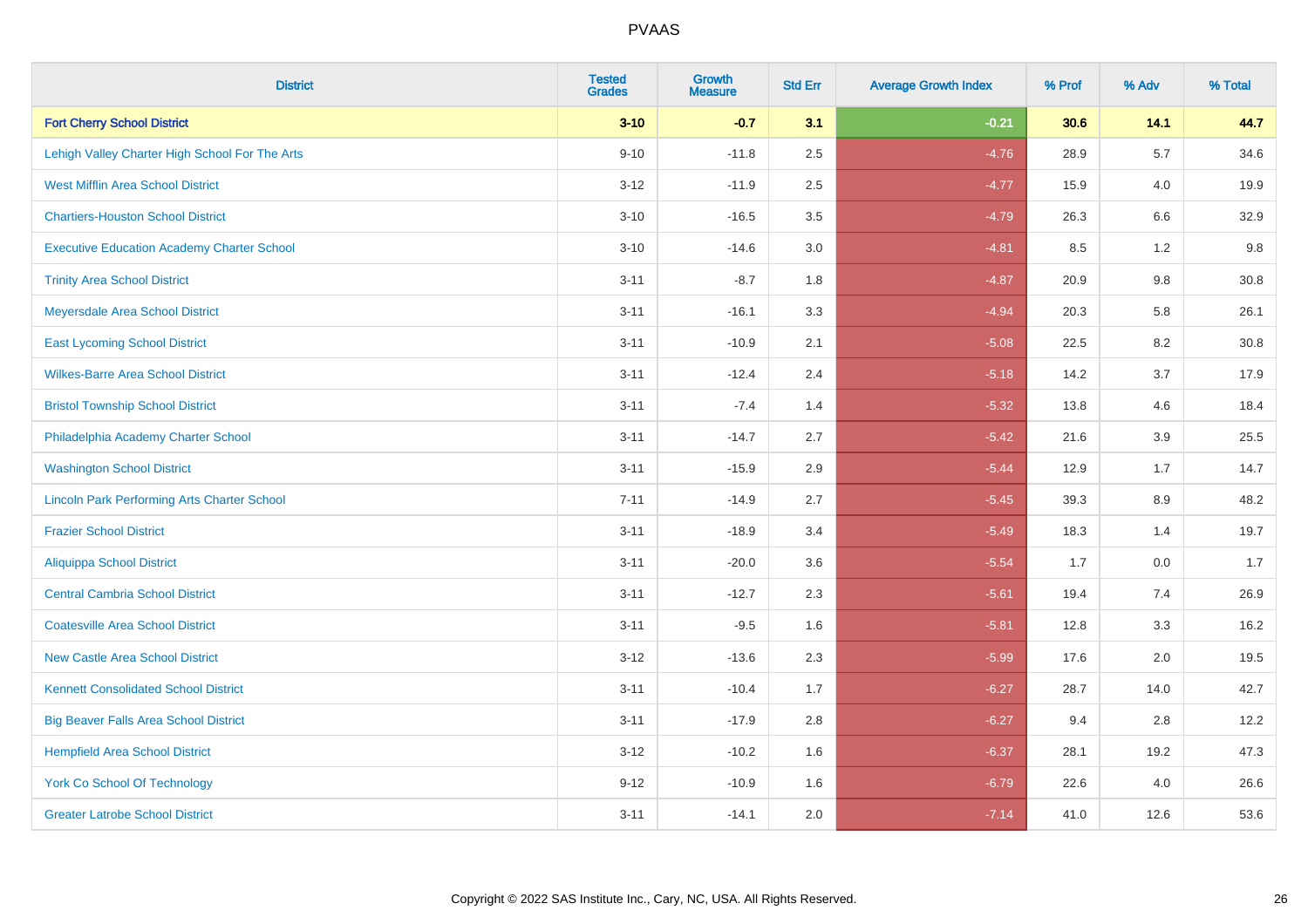# PVAAS

| District | Tested Grades | Growth Measure | Std Err | Average Growth Index | % Prof | % Adv | % Total |
|---|---|---|---|---|---|---|---|
| **Fort Cherry School District** | **3-10** | **-0.7** | **3.1** | **-0.21** | **30.6** | **14.1** | **44.7** |
| Lehigh Valley Charter High School For The Arts | 9-10 | -11.8 | 2.5 | -4.76 | 28.9 | 5.7 | 34.6 |
| West Mifflin Area School District | 3-12 | -11.9 | 2.5 | -4.77 | 15.9 | 4.0 | 19.9 |
| Chartiers-Houston School District | 3-10 | -16.5 | 3.5 | -4.79 | 26.3 | 6.6 | 32.9 |
| Executive Education Academy Charter School | 3-10 | -14.6 | 3.0 | -4.81 | 8.5 | 1.2 | 9.8 |
| Trinity Area School District | 3-11 | -8.7 | 1.8 | -4.87 | 20.9 | 9.8 | 30.8 |
| Meyersdale Area School District | 3-11 | -16.1 | 3.3 | -4.94 | 20.3 | 5.8 | 26.1 |
| East Lycoming School District | 3-11 | -10.9 | 2.1 | -5.08 | 22.5 | 8.2 | 30.8 |
| Wilkes-Barre Area School District | 3-11 | -12.4 | 2.4 | -5.18 | 14.2 | 3.7 | 17.9 |
| Bristol Township School District | 3-11 | -7.4 | 1.4 | -5.32 | 13.8 | 4.6 | 18.4 |
| Philadelphia Academy Charter School | 3-11 | -14.7 | 2.7 | -5.42 | 21.6 | 3.9 | 25.5 |
| Washington School District | 3-11 | -15.9 | 2.9 | -5.44 | 12.9 | 1.7 | 14.7 |
| Lincoln Park Performing Arts Charter School | 7-11 | -14.9 | 2.7 | -5.45 | 39.3 | 8.9 | 48.2 |
| Frazier School District | 3-11 | -18.9 | 3.4 | -5.49 | 18.3 | 1.4 | 19.7 |
| Aliquippa School District | 3-11 | -20.0 | 3.6 | -5.54 | 1.7 | 0.0 | 1.7 |
| Central Cambria School District | 3-11 | -12.7 | 2.3 | -5.61 | 19.4 | 7.4 | 26.9 |
| Coatesville Area School District | 3-11 | -9.5 | 1.6 | -5.81 | 12.8 | 3.3 | 16.2 |
| New Castle Area School District | 3-12 | -13.6 | 2.3 | -5.99 | 17.6 | 2.0 | 19.5 |
| Kennett Consolidated School District | 3-11 | -10.4 | 1.7 | -6.27 | 28.7 | 14.0 | 42.7 |
| Big Beaver Falls Area School District | 3-11 | -17.9 | 2.8 | -6.27 | 9.4 | 2.8 | 12.2 |
| Hempfield Area School District | 3-12 | -10.2 | 1.6 | -6.37 | 28.1 | 19.2 | 47.3 |
| York Co School Of Technology | 9-12 | -10.9 | 1.6 | -6.79 | 22.6 | 4.0 | 26.6 |
| Greater Latrobe School District | 3-11 | -14.1 | 2.0 | -7.14 | 41.0 | 12.6 | 53.6 |

Copyright © 2022 SAS Institute Inc., Cary, NC, USA. All Rights Reserved.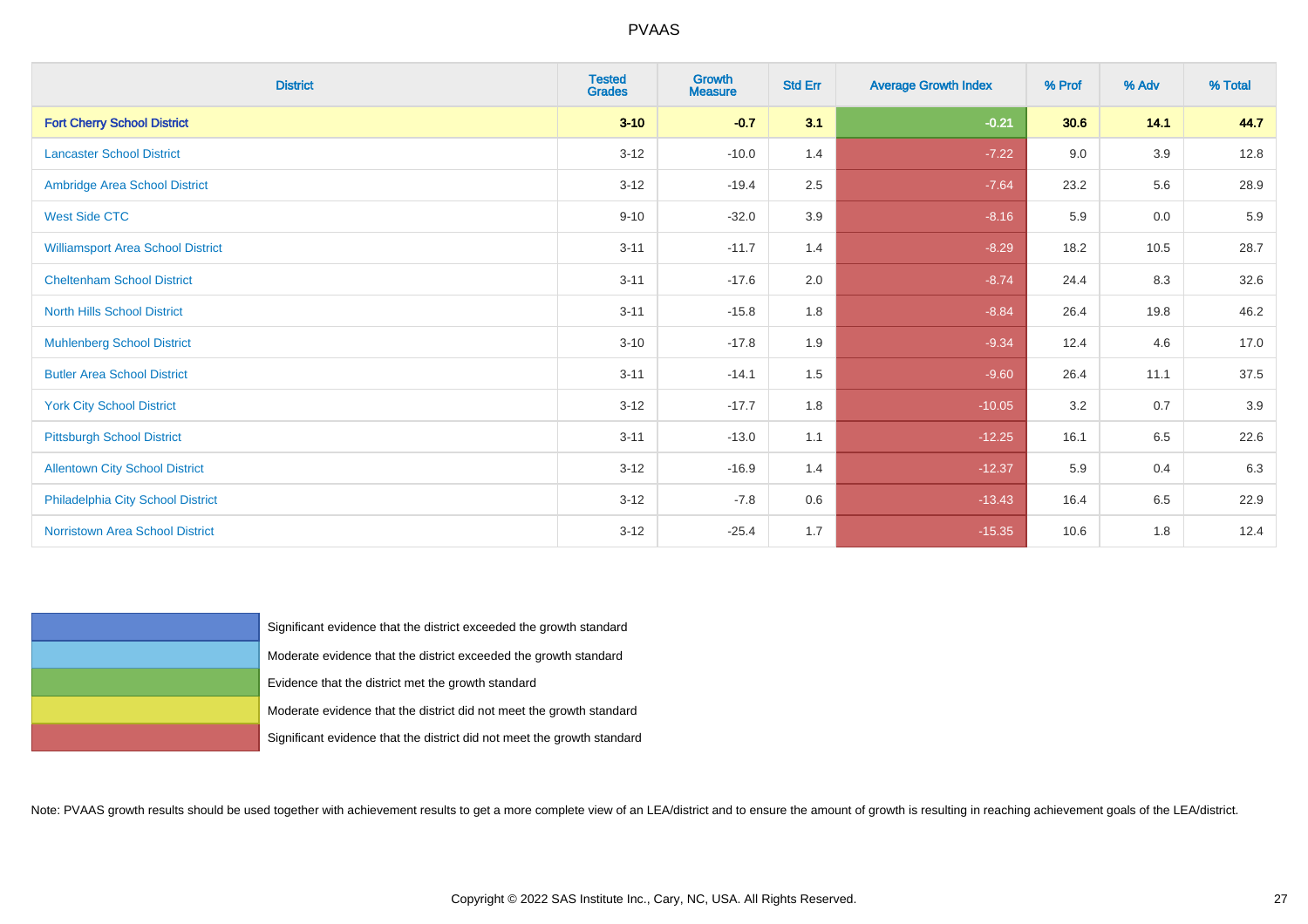# PVAAS

| District | Tested Grades | Growth Measure | Std Err | Average Growth Index | % Prof | % Adv | % Total |
|---|---|---|---|---|---|---|---|
| **Fort Cherry School District** | **3-10** | **-0.7** | **3.1** | **-0.21** | **30.6** | **14.1** | **44.7** |
| Lancaster School District | 3-12 | -10.0 | 1.4 | -7.22 | 9.0 | 3.9 | 12.8 |
| Ambridge Area School District | 3-12 | -19.4 | 2.5 | -7.64 | 23.2 | 5.6 | 28.9 |
| West Side CTC | 9-10 | -32.0 | 3.9 | -8.16 | 5.9 | 0.0 | 5.9 |
| Williamsport Area School District | 3-11 | -11.7 | 1.4 | -8.29 | 18.2 | 10.5 | 28.7 |
| Cheltenham School District | 3-11 | -17.6 | 2.0 | -8.74 | 24.4 | 8.3 | 32.6 |
| North Hills School District | 3-11 | -15.8 | 1.8 | -8.84 | 26.4 | 19.8 | 46.2 |
| Muhlenberg School District | 3-10 | -17.8 | 1.9 | -9.34 | 12.4 | 4.6 | 17.0 |
| Butler Area School District | 3-11 | -14.1 | 1.5 | -9.60 | 26.4 | 11.1 | 37.5 |
| York City School District | 3-12 | -17.7 | 1.8 | -10.05 | 3.2 | 0.7 | 3.9 |
| Pittsburgh School District | 3-11 | -13.0 | 1.1 | -12.25 | 16.1 | 6.5 | 22.6 |
| Allentown City School District | 3-12 | -16.9 | 1.4 | -12.37 | 5.9 | 0.4 | 6.3 |
| Philadelphia City School District | 3-12 | -7.8 | 0.6 | -13.43 | 16.4 | 6.5 | 22.9 |
| Norristown Area School District | 3-12 | -25.4 | 1.7 | -15.35 | 10.6 | 1.8 | 12.4 |

Significant evidence that the district exceeded the growth standard

Moderate evidence that the district exceeded the growth standard

Evidence that the district met the growth standard

Moderate evidence that the district did not meet the growth standard

Significant evidence that the district did not meet the growth standard

Note: PVAAS growth results should be used together with achievement results to get a more complete view of an LEA/district and to ensure the amount of growth is resulting in reaching achievement goals of the LEA/district.

Copyright © 2022 SAS Institute Inc., Cary, NC, USA. All Rights Reserved.